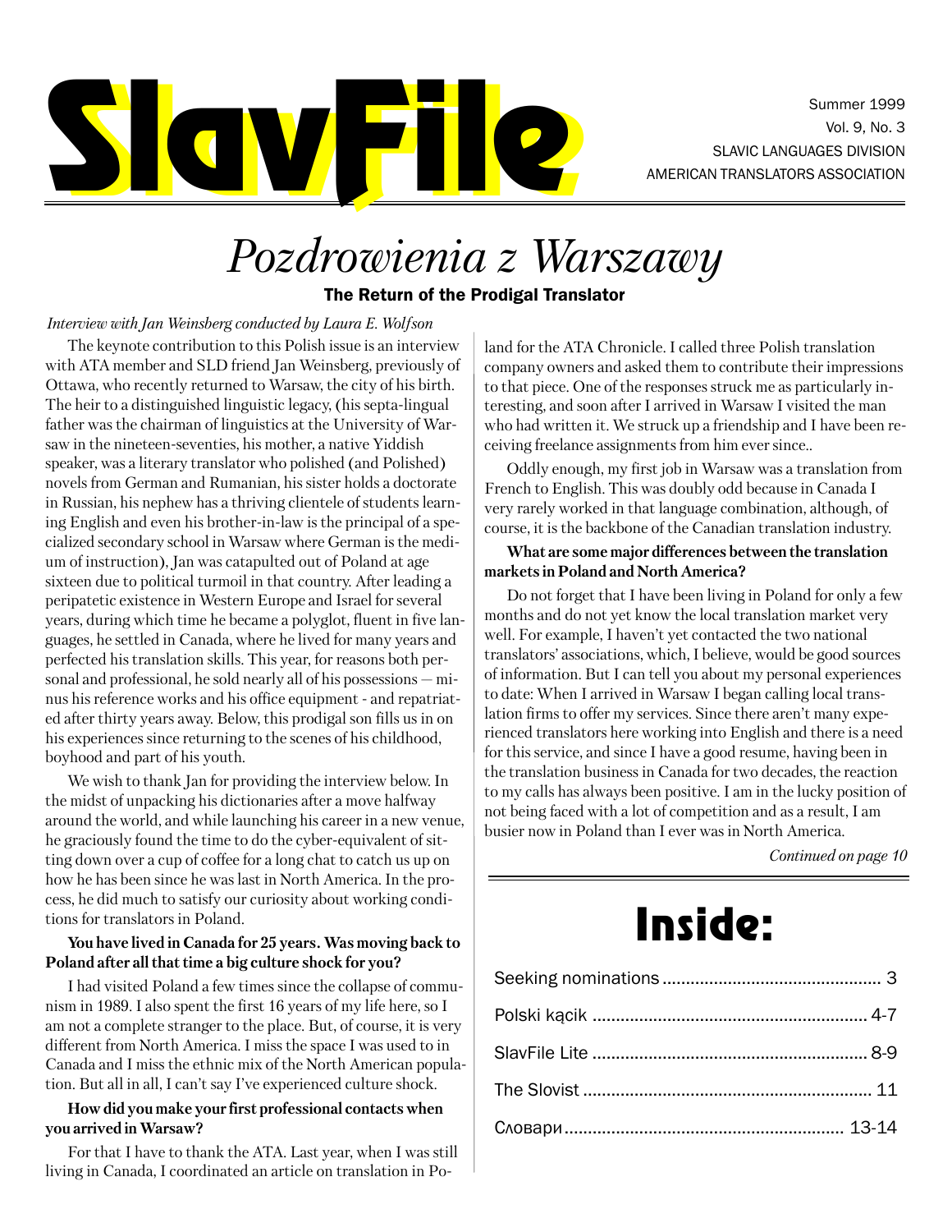# SlavFile

Summer 1999
Vol. 9, No. 3
SLAVIC LANGUAGES DIVISION
AMERICAN TRANSLATORS ASSOCIATION

# *Pozdrowienia z Warszawy*

## The Return of the Prodigal Translator

*Interview with Jan Weinsberg conducted by Laura E. Wolfson*

The keynote contribution to this Polish issue is an interview with ATA member and SLD friend Jan Weinsberg, previously of Ottawa, who recently returned to Warsaw, the city of his birth. The heir to a distinguished linguistic legacy, (his septa-lingual father was the chairman of linguistics at the University of Warsaw in the nineteen-seventies, his mother, a native Yiddish speaker, was a literary translator who polished (and Polished) novels from German and Rumanian, his sister holds a doctorate in Russian, his nephew has a thriving clientele of students learning English and even his brother-in-law is the principal of a specialized secondary school in Warsaw where German is the medium of instruction), Jan was catapulted out of Poland at age sixteen due to political turmoil in that country. After leading a peripatetic existence in Western Europe and Israel for several years, during which time he became a polyglot, fluent in five languages, he settled in Canada, where he lived for many years and perfected his translation skills. This year, for reasons both personal and professional, he sold nearly all of his possessions — minus his reference works and his office equipment - and repatriated after thirty years away. Below, this prodigal son fills us in on his experiences since returning to the scenes of his childhood, boyhood and part of his youth.

We wish to thank Jan for providing the interview below. In the midst of unpacking his dictionaries after a move halfway around the world, and while launching his career in a new venue, he graciously found the time to do the cyber-equivalent of sitting down over a cup of coffee for a long chat to catch us up on how he has been since he was last in North America. In the process, he did much to satisfy our curiosity about working conditions for translators in Poland.

**You have lived in Canada for 25 years. Was moving back to Poland after all that time a big culture shock for you?**

I had visited Poland a few times since the collapse of communism in 1989. I also spent the first 16 years of my life here, so I am not a complete stranger to the place. But, of course, it is very different from North America. I miss the space I was used to in Canada and I miss the ethnic mix of the North American population. But all in all, I can't say I've experienced culture shock.

**How did you make your first professional contacts when you arrived in Warsaw?**

For that I have to thank the ATA. Last year, when I was still living in Canada, I coordinated an article on translation in Poland for the ATA Chronicle. I called three Polish translation company owners and asked them to contribute their impressions to that piece. One of the responses struck me as particularly interesting, and soon after I arrived in Warsaw I visited the man who had written it. We struck up a friendship and I have been receiving freelance assignments from him ever since..

Oddly enough, my first job in Warsaw was a translation from French to English. This was doubly odd because in Canada I very rarely worked in that language combination, although, of course, it is the backbone of the Canadian translation industry.

**What are some major differences between the translation markets in Poland and North America?**

Do not forget that I have been living in Poland for only a few months and do not yet know the local translation market very well. For example, I haven't yet contacted the two national translators' associations, which, I believe, would be good sources of information. But I can tell you about my personal experiences to date: When I arrived in Warsaw I began calling local translation firms to offer my services. Since there aren't many experienced translators here working into English and there is a need for this service, and since I have a good resume, having been in the translation business in Canada for two decades, the reaction to my calls has always been positive. I am in the lucky position of not being faced with a lot of competition and as a result, I am busier now in Poland than I ever was in North America.

*Continued on page 10*

# Inside:

| | |
|---|---|
| Seeking nominations | 3 |
| Polski kącik | 4-7 |
| SlavFile Lite | 8-9 |
| The Slovist | 11 |
| Словари | 13-14 |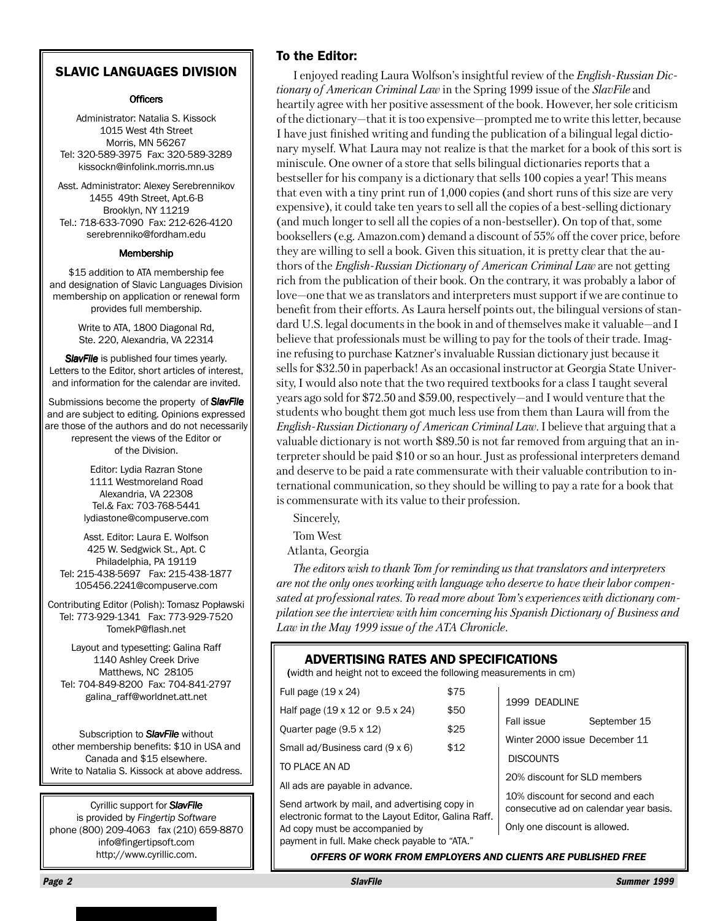## SLAVIC LANGUAGES DIVISION

### Officers

Administrator: Natalia S. Kissock
1015 West 4th Street
Morris, MN 56267
Tel: 320-589-3975 Fax: 320-589-3289
kissockn@infolink.morris.mn.us

Asst. Administrator: Alexey Serebrennikov
1455 49th Street, Apt.6-B
Brooklyn, NY 11219
Tel.: 718-633-7090 Fax: 212-626-4120
serebrenniko@fordham.edu

### Membership

$15 addition to ATA membership fee and designation of Slavic Languages Division membership on application or renewal form provides full membership.

Write to ATA, 1800 Diagonal Rd, Ste. 220, Alexandria, VA 22314

***SlavFile*** is published four times yearly. Letters to the Editor, short articles of interest, and information for the calendar are invited.

Submissions become the property of ***SlavFile*** and are subject to editing. Opinions expressed are those of the authors and do not necessarily represent the views of the Editor or of the Division.

Editor: Lydia Razran Stone
1111 Westmoreland Road
Alexandria, VA 22308
Tel.& Fax: 703-768-5441
lydiastone@compuserve.com

Asst. Editor: Laura E. Wolfson
425 W. Sedgwick St., Apt. C
Philadelphia, PA 19119
Tel: 215-438-5697 Fax: 215-438-1877
105456.2241@compuserve.com

Contributing Editor (Polish): Tomasz Popławski
Tel: 773-929-1341 Fax: 773-929-7520
TomekP@flash.net

Layout and typesetting: Galina Raff
1140 Ashley Creek Drive
Matthews, NC 28105
Tel: 704-849-8200 Fax: 704-841-2797
galina_raff@worldnet.att.net

Subscription to ***SlavFile*** without other membership benefits: $10 in USA and Canada and $15 elsewhere. Write to Natalia S. Kissock at above address.

Cyrillic support for ***SlavFile*** is provided by *Fingertip Software*
phone (800) 209-4063 fax (210) 659-8870
info@fingertipsoft.com
http://www.cyrillic.com.

## To the Editor:

I enjoyed reading Laura Wolfson's insightful review of the *English-Russian Dictionary of American Criminal Law* in the Spring 1999 issue of the *SlavFile* and heartily agree with her positive assessment of the book. However, her sole criticism of the dictionary—that it is too expensive—prompted me to write this letter, because I have just finished writing and funding the publication of a bilingual legal dictionary myself. What Laura may not realize is that the market for a book of this sort is miniscule. One owner of a store that sells bilingual dictionaries reports that a bestseller for his company is a dictionary that sells 100 copies a year! This means that even with a tiny print run of 1,000 copies (and short runs of this size are very expensive), it could take ten years to sell all the copies of a best-selling dictionary (and much longer to sell all the copies of a non-bestseller). On top of that, some booksellers (e.g. Amazon.com) demand a discount of 55% off the cover price, before they are willing to sell a book. Given this situation, it is pretty clear that the authors of the *English-Russian Dictionary of American Criminal Law* are not getting rich from the publication of their book. On the contrary, it was probably a labor of love—one that we as translators and interpreters must support if we are continue to benefit from their efforts. As Laura herself points out, the bilingual versions of standard U.S. legal documents in the book in and of themselves make it valuable—and I believe that professionals must be willing to pay for the tools of their trade. Imagine refusing to purchase Katzner's invaluable Russian dictionary just because it sells for $32.50 in paperback! As an occasional instructor at Georgia State University, I would also note that the two required textbooks for a class I taught several years ago sold for $72.50 and $59.00, respectively—and I would venture that the students who bought them got much less use from them than Laura will from the *English-Russian Dictionary of American Criminal Law*. I believe that arguing that a valuable dictionary is not worth $89.50 is not far removed from arguing that an interpreter should be paid $10 or so an hour. Just as professional interpreters demand and deserve to be paid a rate commensurate with their valuable contribution to international communication, so they should be willing to pay a rate for a book that is commensurate with its value to their profession.

Sincerely,

Tom West

Atlanta, Georgia

*The editors wish to thank Tom for reminding us that translators and interpreters are not the only ones working with language who deserve to have their labor compensated at professional rates. To read more about Tom's experiences with dictionary compilation see the interview with him concerning his Spanish Dictionary of Business and Law in the May 1999 issue of the ATA Chronicle.*

## ADVERTISING RATES AND SPECIFICATIONS

(width and height not to exceed the following measurements in cm)

| | |
|---|---|
| Full page (19 x 24) | $75 |
| Half page (19 x 12 or 9.5 x 24) | $50 |
| Quarter page (9.5 x 12) | $25 |
| Small ad/Business card (9 x 6) | $12 |

TO PLACE AN AD

All ads are payable in advance.

Send artwork by mail, and advertising copy in electronic format to the Layout Editor, Galina Raff. Ad copy must be accompanied by payment in full. Make check payable to "ATA."

1999 DEADLINE

| | |
|---|---|
| Fall issue | September 15 |
| Winter 2000 issue | December 11 |

DISCOUNTS

20% discount for SLD members

10% discount for second and each consecutive ad on calendar year basis.

Only one discount is allowed.

***OFFERS OF WORK FROM EMPLOYERS AND CLIENTS ARE PUBLISHED FREE***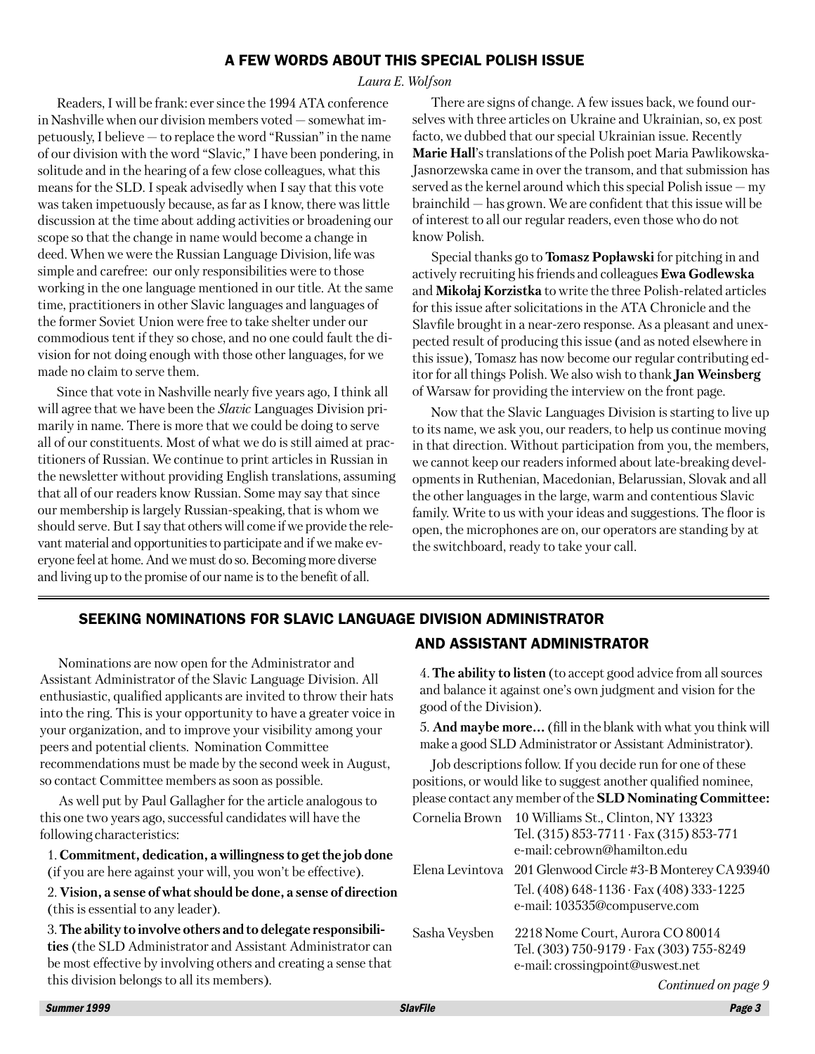## A FEW WORDS ABOUT THIS SPECIAL POLISH ISSUE

*Laura E. Wolfson*

Readers, I will be frank: ever since the 1994 ATA conference in Nashville when our division members voted — somewhat impetuously, I believe — to replace the word "Russian" in the name of our division with the word "Slavic," I have been pondering, in solitude and in the hearing of a few close colleagues, what this means for the SLD. I speak advisedly when I say that this vote was taken impetuously because, as far as I know, there was little discussion at the time about adding activities or broadening our scope so that the change in name would become a change in deed. When we were the Russian Language Division, life was simple and carefree: our only responsibilities were to those working in the one language mentioned in our title. At the same time, practitioners in other Slavic languages and languages of the former Soviet Union were free to take shelter under our commodious tent if they so chose, and no one could fault the division for not doing enough with those other languages, for we made no claim to serve them.

Since that vote in Nashville nearly five years ago, I think all will agree that we have been the *Slavic* Languages Division primarily in name. There is more that we could be doing to serve all of our constituents. Most of what we do is still aimed at practitioners of Russian. We continue to print articles in Russian in the newsletter without providing English translations, assuming that all of our readers know Russian. Some may say that since our membership is largely Russian-speaking, that is whom we should serve. But I say that others will come if we provide the relevant material and opportunities to participate and if we make everyone feel at home. And we must do so. Becoming more diverse and living up to the promise of our name is to the benefit of all.

There are signs of change. A few issues back, we found ourselves with three articles on Ukraine and Ukrainian, so, ex post facto, we dubbed that our special Ukrainian issue. Recently **Marie Hall**'s translations of the Polish poet Maria Pawlikowska-Jasnorzewska came in over the transom, and that submission has served as the kernel around which this special Polish issue — my brainchild — has grown. We are confident that this issue will be of interest to all our regular readers, even those who do not know Polish.

Special thanks go to **Tomasz Popławski** for pitching in and actively recruiting his friends and colleagues **Ewa Godlewska** and **Mikołaj Korzistka** to write the three Polish-related articles for this issue after solicitations in the ATA Chronicle and the Slavfile brought in a near-zero response. As a pleasant and unexpected result of producing this issue (and as noted elsewhere in this issue), Tomasz has now become our regular contributing editor for all things Polish. We also wish to thank **Jan Weinsberg** of Warsaw for providing the interview on the front page.

Now that the Slavic Languages Division is starting to live up to its name, we ask you, our readers, to help us continue moving in that direction. Without participation from you, the members, we cannot keep our readers informed about late-breaking developments in Ruthenian, Macedonian, Belarussian, Slovak and all the other languages in the large, warm and contentious Slavic family. Write to us with your ideas and suggestions. The floor is open, the microphones are on, our operators are standing by at the switchboard, ready to take your call.

## SEEKING NOMINATIONS FOR SLAVIC LANGUAGE DIVISION ADMINISTRATOR AND ASSISTANT ADMINISTRATOR

Nominations are now open for the Administrator and Assistant Administrator of the Slavic Language Division. All enthusiastic, qualified applicants are invited to throw their hats into the ring. This is your opportunity to have a greater voice in your organization, and to improve your visibility among your peers and potential clients. Nomination Committee recommendations must be made by the second week in August, so contact Committee members as soon as possible.

As well put by Paul Gallagher for the article analogous to this one two years ago, successful candidates will have the following characteristics:

1. **Commitment, dedication, a willingness to get the job done** (if you are here against your will, you won't be effective).
2. **Vision, a sense of what should be done, a sense of direction** (this is essential to any leader).
3. **The ability to involve others and to delegate responsibilities** (the SLD Administrator and Assistant Administrator can be most effective by involving others and creating a sense that this division belongs to all its members).
4. **The ability to listen** (to accept good advice from all sources and balance it against one's own judgment and vision for the good of the Division).
5. **And maybe more…** (fill in the blank with what you think will make a good SLD Administrator or Assistant Administrator).

Job descriptions follow. If you decide run for one of these positions, or would like to suggest another qualified nominee, please contact any member of the **SLD Nominating Committee:**

Cornelia Brown — 10 Williams St., Clinton, NY 13323
Tel. (315) 853-7711 · Fax (315) 853-771
e-mail: cebrown@hamilton.edu

Elena Levintova — 201 Glenwood Circle #3-B Monterey CA 93940
Tel. (408) 648-1136 · Fax (408) 333-1225
e-mail: 103535@compuserve.com

Sasha Veysben — 2218 Nome Court, Aurora CO 80014
Tel. (303) 750-9179 · Fax (303) 755-8249
e-mail: crossingpoint@uswest.net

*Continued on page 9*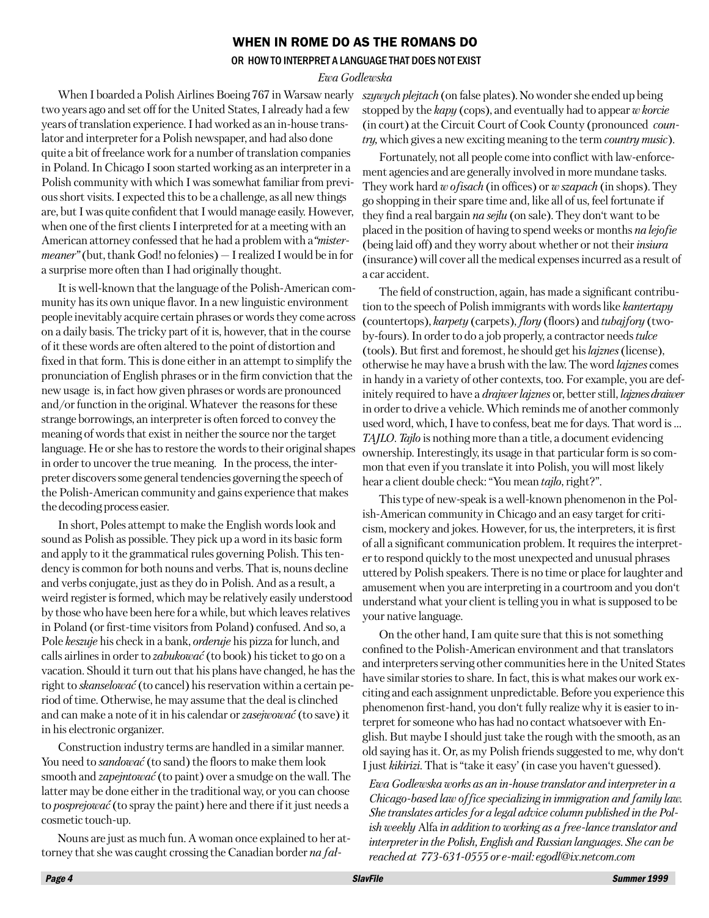## WHEN IN ROME DO AS THE ROMANS DO

### OR HOW TO INTERPRET A LANGUAGE THAT DOES NOT EXIST

*Ewa Godlewska*

When I boarded a Polish Airlines Boeing 767 in Warsaw nearly two years ago and set off for the United States, I already had a few years of translation experience. I had worked as an in-house translator and interpreter for a Polish newspaper, and had also done quite a bit of freelance work for a number of translation companies in Poland. In Chicago I soon started working as an interpreter in a Polish community with which I was somewhat familiar from previous short visits. I expected this to be a challenge, as all new things are, but I was quite confident that I would manage easily. However, when one of the first clients I interpreted for at a meeting with an American attorney confessed that he had a problem with a *"mistermeaner"* (but, thank God! no felonies) — I realized I would be in for a surprise more often than I had originally thought.

It is well-known that the language of the Polish-American community has its own unique flavor. In a new linguistic environment people inevitably acquire certain phrases or words they come across on a daily basis. The tricky part of it is, however, that in the course of it these words are often altered to the point of distortion and fixed in that form. This is done either in an attempt to simplify the pronunciation of English phrases or in the firm conviction that the new usage is, in fact how given phrases or words are pronounced and/or function in the original. Whatever the reasons for these strange borrowings, an interpreter is often forced to convey the meaning of words that exist in neither the source nor the target language. He or she has to restore the words to their original shapes in order to uncover the true meaning. In the process, the interpreter discovers some general tendencies governing the speech of the Polish-American community and gains experience that makes the decoding process easier.

In short, Poles attempt to make the English words look and sound as Polish as possible. They pick up a word in its basic form and apply to it the grammatical rules governing Polish. This tendency is common for both nouns and verbs. That is, nouns decline and verbs conjugate, just as they do in Polish. And as a result, a weird register is formed, which may be relatively easily understood by those who have been here for a while, but which leaves relatives in Poland (or first-time visitors from Poland) confused. And so, a Pole *keszuje* his check in a bank, *orderuje* his pizza for lunch, and calls airlines in order to *zabukować* (to book) his ticket to go on a vacation. Should it turn out that his plans have changed, he has the right to *skanselować* (to cancel) his reservation within a certain period of time. Otherwise, he may assume that the deal is clinched and can make a note of it in his calendar or *zasejwować* (to save) it in his electronic organizer.

Construction industry terms are handled in a similar manner. You need to *sandować* (to sand) the floors to make them look smooth and *zapejntować* (to paint) over a smudge on the wall. The latter may be done either in the traditional way, or you can choose to *posprejować* (to spray the paint) here and there if it just needs a cosmetic touch-up.

Nouns are just as much fun. A woman once explained to her attorney that she was caught crossing the Canadian border *na falszywych plejtach* (on false plates). No wonder she ended up being stopped by the *kapy* (cops), and eventually had to appear *w korcie* (in court) at the Circuit Court of Cook County (pronounced *country*, which gives a new exciting meaning to the term *country music*).

Fortunately, not all people come into conflict with law-enforcement agencies and are generally involved in more mundane tasks. They work hard *w ofisach* (in offices) or *w szapach* (in shops). They go shopping in their spare time and, like all of us, feel fortunate if they find a real bargain *na sejlu* (on sale). They don't want to be placed in the position of having to spend weeks or months *na lejofie* (being laid off) and they worry about whether or not their *insiura* (insurance) will cover all the medical expenses incurred as a result of a car accident.

The field of construction, again, has made a significant contribution to the speech of Polish immigrants with words like *kantertapy* (countertops), *karpety* (carpets), *flory* (floors) and *tubajfory* (two-by-fours). In order to do a job properly, a contractor needs *tulce* (tools). But first and foremost, he should get his *lajznes* (license), otherwise he may have a brush with the law. The word *lajznes* comes in handy in a variety of other contexts, too. For example, you are definitely required to have a *drajwer lajznes* or, better still, *lajznes drajwer* in order to drive a vehicle. Which reminds me of another commonly used word, which, I have to confess, beat me for days. That word is ... *TAJLO*. *Tajlo* is nothing more than a title, a document evidencing ownership. Interestingly, its usage in that particular form is so common that even if you translate it into Polish, you will most likely hear a client double check: "You mean *tajlo*, right?".

This type of new-speak is a well-known phenomenon in the Polish-American community in Chicago and an easy target for criticism, mockery and jokes. However, for us, the interpreters, it is first of all a significant communication problem. It requires the interpreter to respond quickly to the most unexpected and unusual phrases uttered by Polish speakers. There is no time or place for laughter and amusement when you are interpreting in a courtroom and you don't understand what your client is telling you in what is supposed to be your native language.

On the other hand, I am quite sure that this is not something confined to the Polish-American environment and that translators and interpreters serving other communities here in the United States have similar stories to share. In fact, this is what makes our work exciting and each assignment unpredictable. Before you experience this phenomenon first-hand, you don't fully realize why it is easier to interpret for someone who has had no contact whatsoever with English. But maybe I should just take the rough with the smooth, as an old saying has it. Or, as my Polish friends suggested to me, why don't I just *kikirizi*. That is "take it easy' (in case you haven't guessed).

*Ewa Godlewska works as an in-house translator and interpreter in a Chicago-based law office specializing in immigration and family law. She translates articles for a legal advice column published in the Polish weekly* Alfa *in addition to working as a free-lance translator and interpreter in the Polish, English and Russian languages. She can be reached at 773-631-0555 or e-mail: egodl@ix.netcom.com*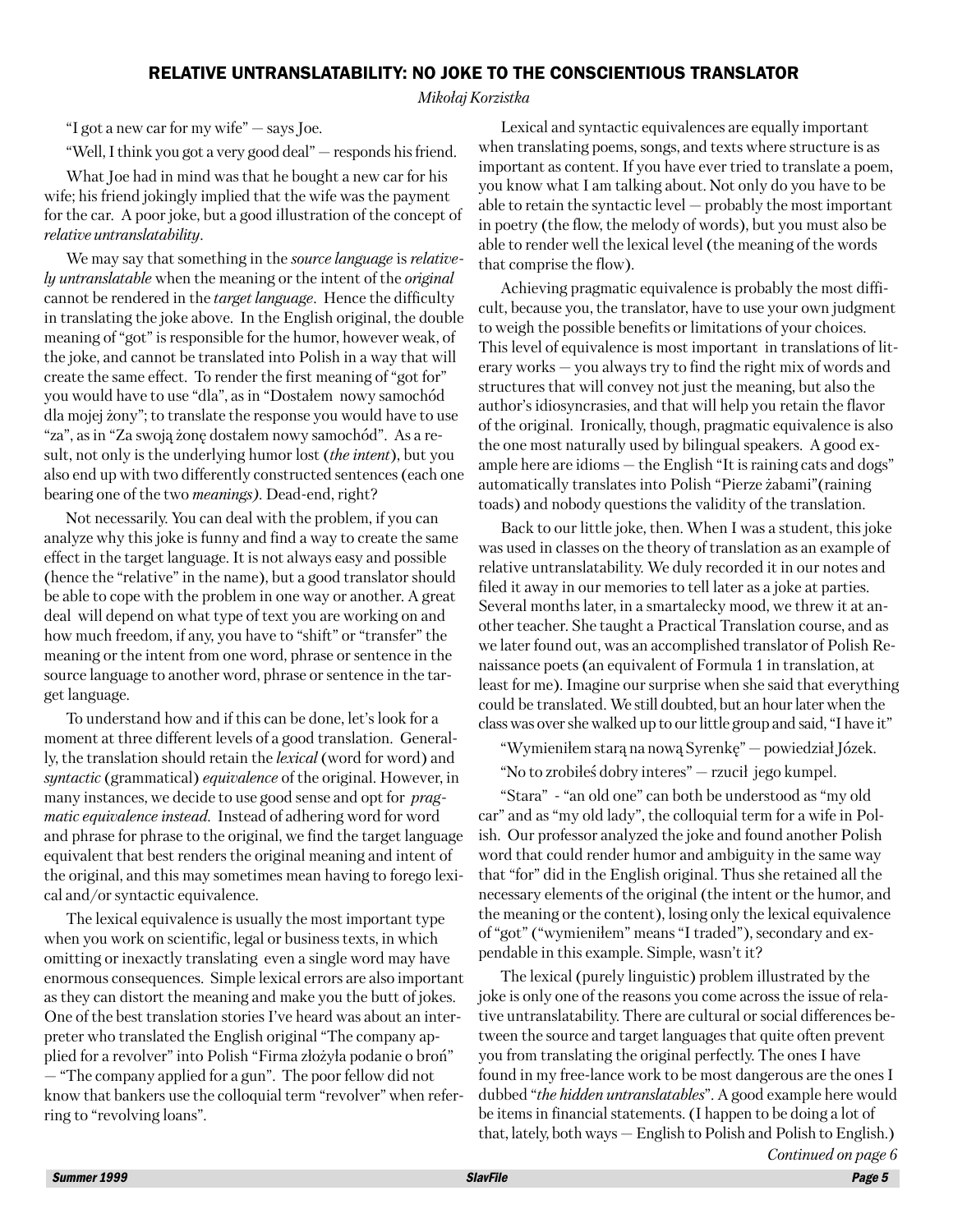## RELATIVE UNTRANSLATABILITY: NO JOKE TO THE CONSCIENTIOUS TRANSLATOR

*Mikołaj Korzistka*

"I got a new car for my wife" — says Joe.

"Well, I think you got a very good deal" — responds his friend.

What Joe had in mind was that he bought a new car for his wife; his friend jokingly implied that the wife was the payment for the car. A poor joke, but a good illustration of the concept of *relative untranslatability*.

We may say that something in the *source language* is *relatively untranslatable* when the meaning or the intent of the *original* cannot be rendered in the *target language*. Hence the difficulty in translating the joke above. In the English original, the double meaning of "got" is responsible for the humor, however weak, of the joke, and cannot be translated into Polish in a way that will create the same effect. To render the first meaning of "got for" you would have to use "dla", as in "Dostałem nowy samochód dla mojej żony"; to translate the response you would have to use "za", as in "Za swoją żonę dostałem nowy samochód". As a result, not only is the underlying humor lost (*the intent*), but you also end up with two differently constructed sentences (each one bearing one of the two *meanings)*. Dead-end, right?

Not necessarily. You can deal with the problem, if you can analyze why this joke is funny and find a way to create the same effect in the target language. It is not always easy and possible (hence the "relative" in the name), but a good translator should be able to cope with the problem in one way or another. A great deal will depend on what type of text you are working on and how much freedom, if any, you have to "shift" or "transfer" the meaning or the intent from one word, phrase or sentence in the source language to another word, phrase or sentence in the target language.

To understand how and if this can be done, let's look for a moment at three different levels of a good translation. Generally, the translation should retain the *lexical* (word for word) and *syntactic* (grammatical) *equivalence* of the original. However, in many instances, we decide to use good sense and opt for *pragmatic equivalence instead.* Instead of adhering word for word and phrase for phrase to the original, we find the target language equivalent that best renders the original meaning and intent of the original, and this may sometimes mean having to forego lexical and/or syntactic equivalence.

The lexical equivalence is usually the most important type when you work on scientific, legal or business texts, in which omitting or inexactly translating even a single word may have enormous consequences. Simple lexical errors are also important as they can distort the meaning and make you the butt of jokes. One of the best translation stories I've heard was about an interpreter who translated the English original "The company applied for a revolver" into Polish "Firma złożyła podanie o broń" — "The company applied for a gun". The poor fellow did not know that bankers use the colloquial term "revolver" when referring to "revolving loans".

Lexical and syntactic equivalences are equally important when translating poems, songs, and texts where structure is as important as content. If you have ever tried to translate a poem, you know what I am talking about. Not only do you have to be able to retain the syntactic level — probably the most important in poetry (the flow, the melody of words), but you must also be able to render well the lexical level (the meaning of the words that comprise the flow).

Achieving pragmatic equivalence is probably the most difficult, because you, the translator, have to use your own judgment to weigh the possible benefits or limitations of your choices. This level of equivalence is most important in translations of literary works — you always try to find the right mix of words and structures that will convey not just the meaning, but also the author's idiosyncrasies, and that will help you retain the flavor of the original. Ironically, though, pragmatic equivalence is also the one most naturally used by bilingual speakers. A good example here are idioms — the English "It is raining cats and dogs" automatically translates into Polish "Pierze żabami"(raining toads) and nobody questions the validity of the translation.

Back to our little joke, then. When I was a student, this joke was used in classes on the theory of translation as an example of relative untranslatability. We duly recorded it in our notes and filed it away in our memories to tell later as a joke at parties. Several months later, in a smartalecky mood, we threw it at another teacher. She taught a Practical Translation course, and as we later found out, was an accomplished translator of Polish Renaissance poets (an equivalent of Formula 1 in translation, at least for me). Imagine our surprise when she said that everything could be translated. We still doubted, but an hour later when the class was over she walked up to our little group and said, "I have it"

"Wymieniłem starą na nową Syrenkę" — powiedział Józek.

"No to zrobiłeś dobry interes" — rzucił jego kumpel.

"Stara" - "an old one" can both be understood as "my old car" and as "my old lady", the colloquial term for a wife in Polish. Our professor analyzed the joke and found another Polish word that could render humor and ambiguity in the same way that "for" did in the English original. Thus she retained all the necessary elements of the original (the intent or the humor, and the meaning or the content), losing only the lexical equivalence of "got" ("wymieniłem" means "I traded"), secondary and expendable in this example. Simple, wasn't it?

The lexical (purely linguistic) problem illustrated by the joke is only one of the reasons you come across the issue of relative untranslatability. There are cultural or social differences between the source and target languages that quite often prevent you from translating the original perfectly. The ones I have found in my free-lance work to be most dangerous are the ones I dubbed "*the hidden untranslatables*". A good example here would be items in financial statements. (I happen to be doing a lot of that, lately, both ways — English to Polish and Polish to English.)

*Continued on page 6*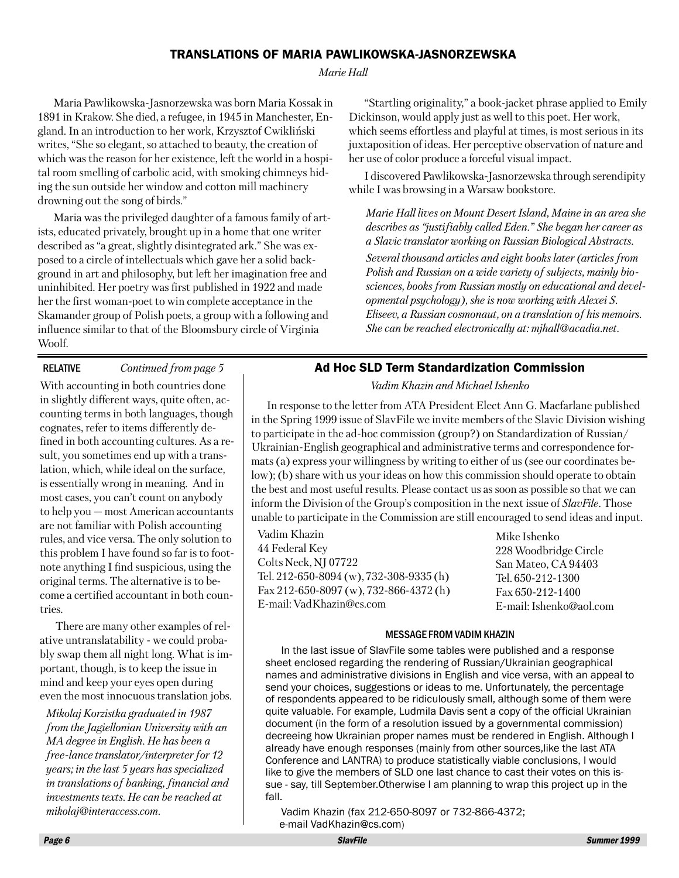## TRANSLATIONS OF MARIA PAWLIKOWSKA-JASNORZEWSKA

*Marie Hall*

Maria Pawlikowska-Jasnorzewska was born Maria Kossak in 1891 in Krakow. She died, a refugee, in 1945 in Manchester, England. In an introduction to her work, Krzysztof Cwikliński writes, "She so elegant, so attached to beauty, the creation of which was the reason for her existence, left the world in a hospital room smelling of carbolic acid, with smoking chimneys hiding the sun outside her window and cotton mill machinery drowning out the song of birds."

Maria was the privileged daughter of a famous family of artists, educated privately, brought up in a home that one writer described as "a great, slightly disintegrated ark." She was exposed to a circle of intellectuals which gave her a solid background in art and philosophy, but left her imagination free and uninhibited. Her poetry was first published in 1922 and made her the first woman-poet to win complete acceptance in the Skamander group of Polish poets, a group with a following and influence similar to that of the Bloomsbury circle of Virginia Woolf.

"Startling originality," a book-jacket phrase applied to Emily Dickinson, would apply just as well to this poet. Her work, which seems effortless and playful at times, is most serious in its juxtaposition of ideas. Her perceptive observation of nature and her use of color produce a forceful visual impact.

I discovered Pawlikowska-Jasnorzewska through serendipity while I was browsing in a Warsaw bookstore.

*Marie Hall lives on Mount Desert Island, Maine in an area she describes as "justifiably called Eden." She began her career as a Slavic translator working on Russian Biological Abstracts. Several thousand articles and eight books later (articles from Polish and Russian on a wide variety of subjects, mainly biosciences, books from Russian mostly on educational and developmental psychology), she is now working with Alexei S. Eliseev, a Russian cosmonaut, on a translation of his memoirs. She can be reached electronically at: mjhall@acadia.net.*

---

RELATIVE *Continued from page 5*

With accounting in both countries done in slightly different ways, quite often, accounting terms in both languages, though cognates, refer to items differently defined in both accounting cultures. As a result, you sometimes end up with a translation, which, while ideal on the surface, is essentially wrong in meaning. And in most cases, you can't count on anybody to help you — most American accountants are not familiar with Polish accounting rules, and vice versa. The only solution to this problem I have found so far is to footnote anything I find suspicious, using the original terms. The alternative is to become a certified accountant in both countries.

There are many other examples of relative untranslatability - we could probably swap them all night long. What is important, though, is to keep the issue in mind and keep your eyes open during even the most innocuous translation jobs.

*Mikolaj Korzistka graduated in 1987 from the Jagiellonian University with an MA degree in English. He has been a free-lance translator/interpreter for 12 years; in the last 5 years has specialized in translations of banking, financial and investments texts. He can be reached at mikolaj@interaccess.com.*

## Ad Hoc SLD Term Standardization Commission

*Vadim Khazin and Michael Ishenko*

In response to the letter from ATA President Elect Ann G. Macfarlane published in the Spring 1999 issue of SlavFile we invite members of the Slavic Division wishing to participate in the ad-hoc commission (group?) on Standardization of Russian/Ukrainian-English geographical and administrative terms and correspondence formats (a) express your willingness by writing to either of us (see our coordinates below); (b) share with us your ideas on how this commission should operate to obtain the best and most useful results. Please contact us as soon as possible so that we can inform the Division of the Group's composition in the next issue of *SlavFile*. Those unable to participate in the Commission are still encouraged to send ideas and input.

Vadim Khazin
44 Federal Key
Colts Neck, NJ 07722
Tel. 212-650-8094 (w), 732-308-9335 (h)
Fax 212-650-8097 (w), 732-866-4372 (h)
E-mail: VadKhazin@cs.com

Mike Ishenko
228 Woodbridge Circle
San Mateo, CA 94403
Tel. 650-212-1300
Fax 650-212-1400
E-mail: Ishenko@aol.com

### MESSAGE FROM VADIM KHAZIN

In the last issue of SlavFile some tables were published and a response sheet enclosed regarding the rendering of Russian/Ukrainian geographical names and administrative divisions in English and vice versa, with an appeal to send your choices, suggestions or ideas to me. Unfortunately, the percentage of respondents appeared to be ridiculously small, although some of them were quite valuable. For example, Ludmila Davis sent a copy of the official Ukrainian document (in the form of a resolution issued by a governmental commission) decreeing how Ukrainian proper names must be rendered in English. Although I already have enough responses (mainly from other sources,like the last ATA Conference and LANTRA) to produce statistically viable conclusions, I would like to give the members of SLD one last chance to cast their votes on this issue - say, till September.Otherwise I am planning to wrap this project up in the fall.

Vadim Khazin (fax 212-650-8097 or 732-866-4372;
e-mail VadKhazin@cs.com)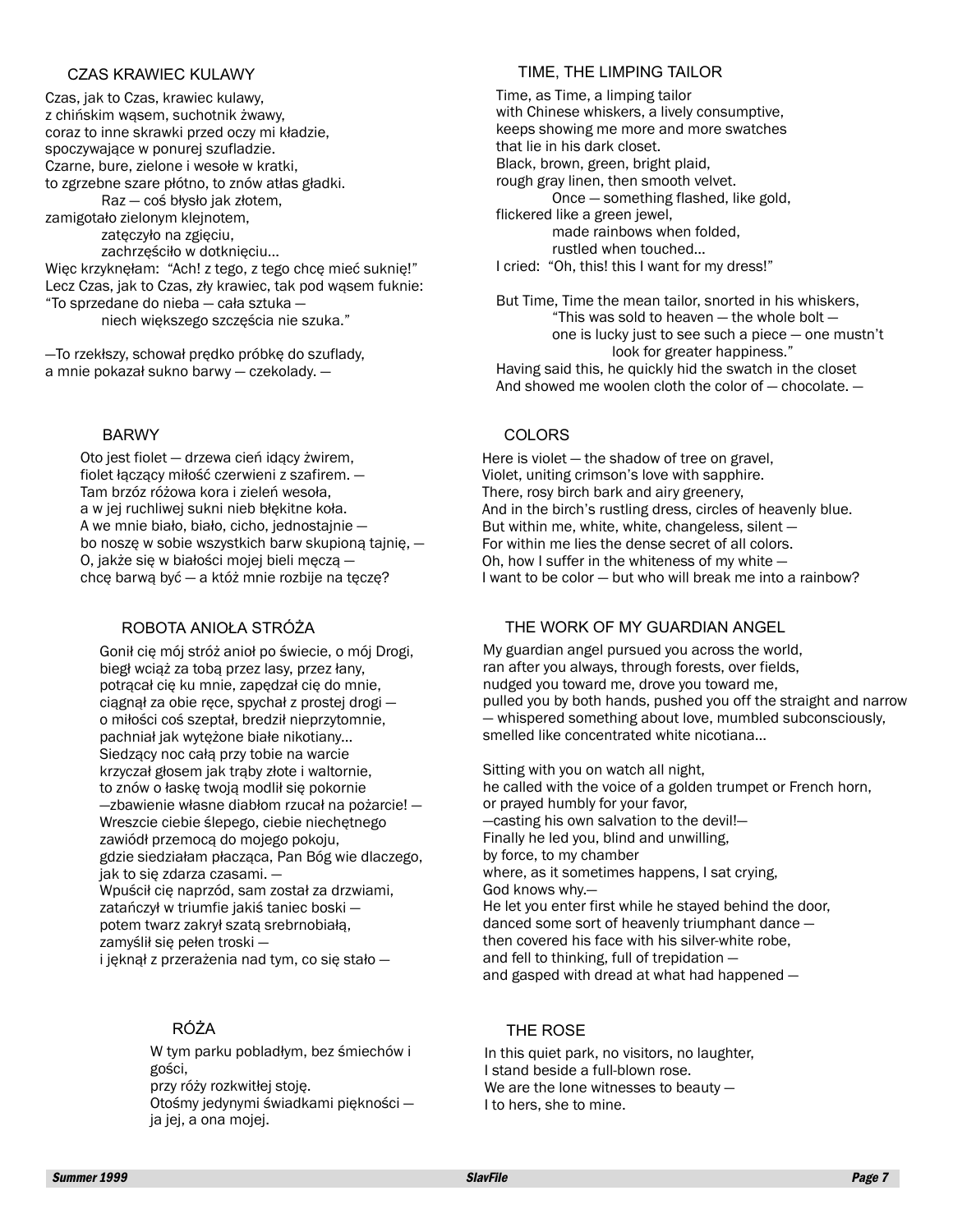### CZAS KRAWIEC KULAWY

Czas, jak to Czas, krawiec kulawy,
z chińskim wąsem, suchotnik żwawy,
coraz to inne skrawki przed oczy mi kładzie,
spoczywające w ponurej szufladzie.
Czarne, bure, zielone i wesołe w kratki,
to zgrzebne szare płótno, to znów atłas gładki.
Raz — coś błysło jak złotem,
zamigotało zielonym klejnotem,
zatęczyło na zgięciu,
zachrzęściło w dotknięciu...
Więc krzyknęłam: "Ach! z tego, z tego chcę mieć suknię!"
Lecz Czas, jak to Czas, zły krawiec, tak pod wąsem fuknie:
"To sprzedane do nieba — cała sztuka —
niech większego szczęścia nie szuka."

—To rzekłszy, schował prędko próbkę do szuflady,
a mnie pokazał sukno barwy — czekolady. —

### TIME, THE LIMPING TAILOR

Time, as Time, a limping tailor
with Chinese whiskers, a lively consumptive,
keeps showing me more and more swatches
that lie in his dark closet.
Black, brown, green, bright plaid,
rough gray linen, then smooth velvet.
Once — something flashed, like gold,
flickered like a green jewel,
made rainbows when folded,
rustled when touched...
I cried: "Oh, this! this I want for my dress!"

But Time, Time the mean tailor, snorted in his whiskers,
"This was sold to heaven — the whole bolt —
one is lucky just to see such a piece — one mustn't
look for greater happiness."
Having said this, he quickly hid the swatch in the closet
And showed me woolen cloth the color of — chocolate. —

### BARWY

Oto jest fiolet — drzewa cień idący żwirem,
fiolet łączący miłość czerwieni z szafirem. —
Tam brzóz różowa kora i zieleń wesoła,
a w jej ruchliwej sukni nieb błękitne koła.
A we mnie biało, biało, cicho, jednostajnie —
bo noszę w sobie wszystkich barw skupioną tajnię, —
O, jakże się w białości mojej bieli męczą —
chcę barwą być — a któż mnie rozbije na tęczę?

### COLORS

Here is violet — the shadow of tree on gravel,
Violet, uniting crimson's love with sapphire.
There, rosy birch bark and airy greenery,
And in the birch's rustling dress, circles of heavenly blue.
But within me, white, white, changeless, silent —
For within me lies the dense secret of all colors.
Oh, how I suffer in the whiteness of my white —
I want to be color — but who will break me into a rainbow?

### ROBOTA ANIOŁA STRÓŻA

Gonił cię mój stróż anioł po świecie, o mój Drogi,
biegł wciąż za tobą przez lasy, przez łany,
potrącał cię ku mnie, zapędzał cię do mnie,
ciągnął za obie ręce, spychał z prostej drogi —
o miłości coś szeptał, bredził nieprzytomnie,
pachniał jak wytężone białe nikotiany...
Siedzący noc całą przy tobie na warcie
krzyczał głosem jak trąby złote i waltornie,
to znów o łaskę twoją modlił się pokornie
—zbawienie własne diabłom rzucał na pożarcie! —
Wreszcie ciebie ślepego, ciebie niechętnego
zawiódł przemocą do mojego pokoju,
gdzie siedziałam płacząca, Pan Bóg wie dlaczego,
jak to się zdarza czasami. —
Wpuścił cię naprzód, sam został za drzwiami,
zatańczył w triumfie jakiś taniec boski —
potem twarz zakrył szatą srebrnobiałą,
zamyślił się pełen troski —
i jęknął z przerażenia nad tym, co się stało —

### THE WORK OF MY GUARDIAN ANGEL

My guardian angel pursued you across the world,
ran after you always, through forests, over fields,
nudged you toward me, drove you toward me,
pulled you by both hands, pushed you off the straight and narrow
— whispered something about love, mumbled subconsciously,
smelled like concentrated white nicotiana...

Sitting with you on watch all night,
he called with the voice of a golden trumpet or French horn,
or prayed humbly for your favor,
—casting his own salvation to the devil!—
Finally he led you, blind and unwilling,
by force, to my chamber
where, as it sometimes happens, I sat crying,
God knows why.—
He let you enter first while he stayed behind the door,
danced some sort of heavenly triumphant dance —
then covered his face with his silver-white robe,
and fell to thinking, full of trepidation —
and gasped with dread at what had happened —

### RÓŻA

W tym parku pobladłym, bez śmiechów i gości,
przy róży rozkwitłej stoję.
Otośmy jedynymi świadkami piękności —
ja jej, a ona mojej.

### THE ROSE

In this quiet park, no visitors, no laughter,
I stand beside a full-blown rose.
We are the lone witnesses to beauty —
I to hers, she to mine.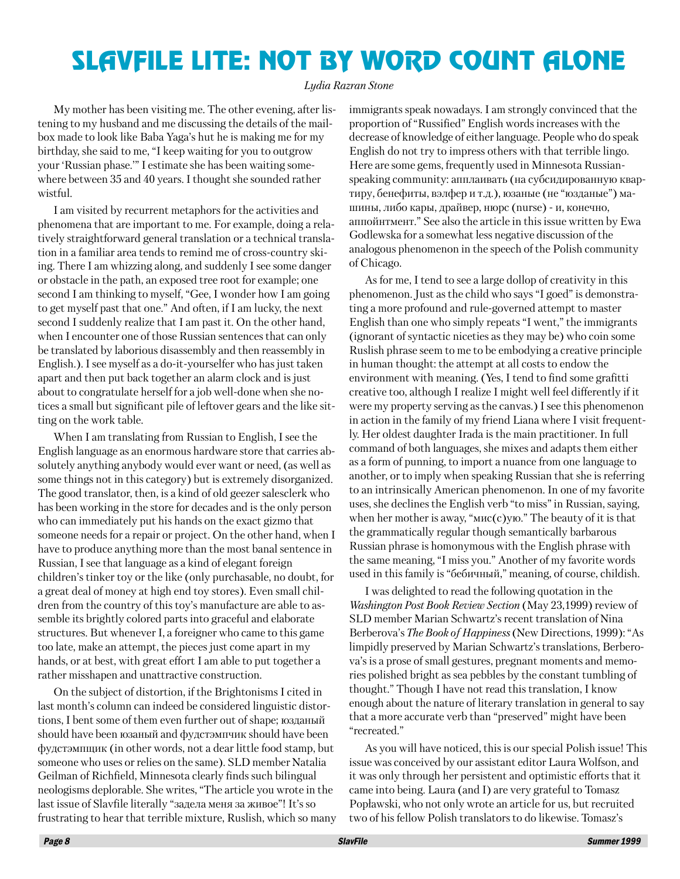# SlavFile Lite: Not by Word Count Alone

*Lydia Razran Stone*

My mother has been visiting me. The other evening, after listening to my husband and me discussing the details of the mailbox made to look like Baba Yaga's hut he is making me for my birthday, she said to me, "I keep waiting for you to outgrow your 'Russian phase.'" I estimate she has been waiting somewhere between 35 and 40 years. I thought she sounded rather wistful.

I am visited by recurrent metaphors for the activities and phenomena that are important to me. For example, doing a relatively straightforward general translation or a technical translation in a familiar area tends to remind me of cross-country skiing. There I am whizzing along, and suddenly I see some danger or obstacle in the path, an exposed tree root for example; one second I am thinking to myself, "Gee, I wonder how I am going to get myself past that one." And often, if I am lucky, the next second I suddenly realize that I am past it. On the other hand, when I encounter one of those Russian sentences that can only be translated by laborious disassembly and then reassembly in English.). I see myself as a do-it-yourselfer who has just taken apart and then put back together an alarm clock and is just about to congratulate herself for a job well-done when she notices a small but significant pile of leftover gears and the like sitting on the work table.

When I am translating from Russian to English, I see the English language as an enormous hardware store that carries absolutely anything anybody would ever want or need, (as well as some things not in this category) but is extremely disorganized. The good translator, then, is a kind of old geezer salesclerk who has been working in the store for decades and is the only person who can immediately put his hands on the exact gizmo that someone needs for a repair or project. On the other hand, when I have to produce anything more than the most banal sentence in Russian, I see that language as a kind of elegant foreign children's tinker toy or the like (only purchasable, no doubt, for a great deal of money at high end toy stores). Even small children from the country of this toy's manufacture are able to assemble its brightly colored parts into graceful and elaborate structures. But whenever I, a foreigner who came to this game too late, make an attempt, the pieces just come apart in my hands, or at best, with great effort I am able to put together a rather misshapen and unattractive construction.

On the subject of distortion, if the Brightonisms I cited in last month's column can indeed be considered linguistic distortions, I bent some of them even further out of shape; юзданый should have been юзаный and фудстэмпчик should have been фудстэмпщик (in other words, not a dear little food stamp, but someone who uses or relies on the same). SLD member Natalia Geilman of Richfield, Minnesota clearly finds such bilingual neologisms deplorable. She writes, "The article you wrote in the last issue of Slavfile literally "задела меня за живое"! It's so frustrating to hear that terrible mixture, Ruslish, which so many immigrants speak nowadays. I am strongly convinced that the proportion of "Russified" English words increases with the decrease of knowledge of either language. People who do speak English do not try to impress others with that terrible lingo. Here are some gems, frequently used in Minnesota Russian-speaking community: апплаивать (на субсидированную квартиру, бенефиты, вэлфер и т.д.), юзаные (не "юзданые") машины, либо кары, драйвер, нюрс (nurse) - и, конечно, аппойнтмент." See also the article in this issue written by Ewa Godlewska for a somewhat less negative discussion of the analogous phenomenon in the speech of the Polish community of Chicago.

As for me, I tend to see a large dollop of creativity in this phenomenon. Just as the child who says "I goed" is demonstrating a more profound and rule-governed attempt to master English than one who simply repeats "I went," the immigrants (ignorant of syntactic niceties as they may be) who coin some Ruslish phrase seem to me to be embodying a creative principle in human thought: the attempt at all costs to endow the environment with meaning. (Yes, I tend to find some grafitti creative too, although I realize I might well feel differently if it were my property serving as the canvas.) I see this phenomenon in action in the family of my friend Liana where I visit frequently. Her oldest daughter Irada is the main practitioner. In full command of both languages, she mixes and adapts them either as a form of punning, to import a nuance from one language to another, or to imply when speaking Russian that she is referring to an intrinsically American phenomenon. In one of my favorite uses, she declines the English verb "to miss" in Russian, saying, when her mother is away, "мис(с)ую." The beauty of it is that the grammatically regular though semantically barbarous Russian phrase is homonymous with the English phrase with the same meaning, "I miss you." Another of my favorite words used in this family is "бебичный," meaning, of course, childish.

I was delighted to read the following quotation in the *Washington Post Book Review Section* (May 23,1999) review of SLD member Marian Schwartz's recent translation of Nina Berberova's *The Book of Happiness* (New Directions, 1999): "As limpidly preserved by Marian Schwartz's translations, Berberova's is a prose of small gestures, pregnant moments and memories polished bright as sea pebbles by the constant tumbling of thought." Though I have not read this translation, I know enough about the nature of literary translation in general to say that a more accurate verb than "preserved" might have been "recreated."

As you will have noticed, this is our special Polish issue! This issue was conceived by our assistant editor Laura Wolfson, and it was only through her persistent and optimistic efforts that it came into being. Laura (and I) are very grateful to Tomasz Popławski, who not only wrote an article for us, but recruited two of his fellow Polish translators to do likewise. Tomasz's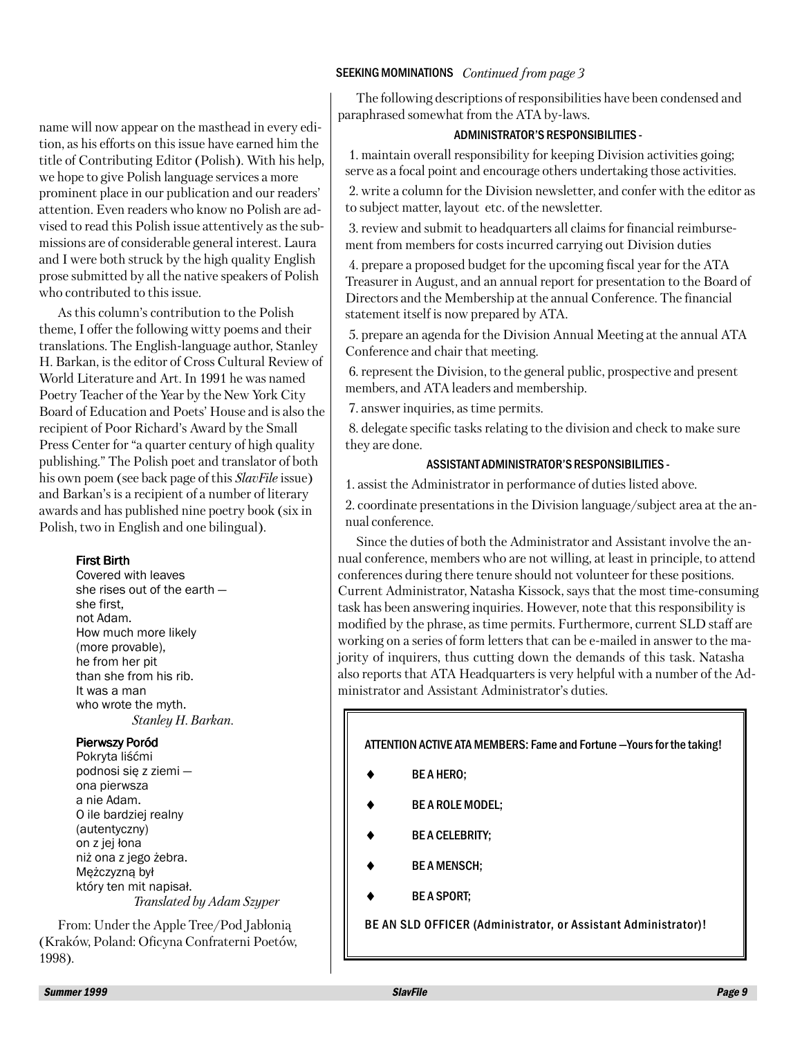name will now appear on the masthead in every edition, as his efforts on this issue have earned him the title of Contributing Editor (Polish). With his help, we hope to give Polish language services a more prominent place in our publication and our readers' attention. Even readers who know no Polish are advised to read this Polish issue attentively as the submissions are of considerable general interest. Laura and I were both struck by the high quality English prose submitted by all the native speakers of Polish who contributed to this issue.

As this column's contribution to the Polish theme, I offer the following witty poems and their translations. The English-language author, Stanley H. Barkan, is the editor of Cross Cultural Review of World Literature and Art. In 1991 he was named Poetry Teacher of the Year by the New York City Board of Education and Poets' House and is also the recipient of Poor Richard's Award by the Small Press Center for "a quarter century of high quality publishing." The Polish poet and translator of both his own poem (see back page of this *SlavFile* issue) and Barkan's is a recipient of a number of literary awards and has published nine poetry book (six in Polish, two in English and one bilingual).

**First Birth**

Covered with leaves  
she rises out of the earth —  
she first,  
not Adam.  
How much more likely  
(more provable),  
he from her pit  
than she from his rib.  
It was a man  
who wrote the myth.

*Stanley H. Barkan.*

**Pierwszy Poród**

Pokryta liśćmi  
podnosi się z ziemi —  
ona pierwsza  
a nie Adam.  
O ile bardziej realny  
(autentyczny)  
on z jej łona  
niż ona z jego żebra.  
Mężczyzną był  
który ten mit napisał.

*Translated by Adam Szyper*

From: Under the Apple Tree/Pod Jabłonią (Kraków, Poland: Oficyna Confraterni Poetów, 1998).

SEEKING MOMINATIONS *Continued from page 3*

The following descriptions of responsibilities have been condensed and paraphrased somewhat from the ATA by-laws.

### ADMINISTRATOR'S RESPONSIBILITIES -

1. maintain overall responsibility for keeping Division activities going; serve as a focal point and encourage others undertaking those activities.
2. write a column for the Division newsletter, and confer with the editor as to subject matter, layout etc. of the newsletter.
3. review and submit to headquarters all claims for financial reimbursement from members for costs incurred carrying out Division duties
4. prepare a proposed budget for the upcoming fiscal year for the ATA Treasurer in August, and an annual report for presentation to the Board of Directors and the Membership at the annual Conference. The financial statement itself is now prepared by ATA.
5. prepare an agenda for the Division Annual Meeting at the annual ATA Conference and chair that meeting.
6. represent the Division, to the general public, prospective and present members, and ATA leaders and membership.
7. answer inquiries, as time permits.
8. delegate specific tasks relating to the division and check to make sure they are done.

### ASSISTANT ADMINISTRATOR'S RESPONSIBILITIES -

1. assist the Administrator in performance of duties listed above.
2. coordinate presentations in the Division language/subject area at the annual conference.

Since the duties of both the Administrator and Assistant involve the annual conference, members who are not willing, at least in principle, to attend conferences during there tenure should not volunteer for these positions. Current Administrator, Natasha Kissock, says that the most time-consuming task has been answering inquiries. However, note that this responsibility is modified by the phrase, as time permits. Furthermore, current SLD staff are working on a series of form letters that can be e-mailed in answer to the majority of inquirers, thus cutting down the demands of this task. Natasha also reports that ATA Headquarters is very helpful with a number of the Administrator and Assistant Administrator's duties.

ATTENTION ACTIVE ATA MEMBERS: Fame and Fortune —Yours for the taking!

- BE A HERO;
- BE A ROLE MODEL;
- BE A CELEBRITY;
- BE A MENSCH;
- BE A SPORT;

BE AN SLD OFFICER (Administrator, or Assistant Administrator)!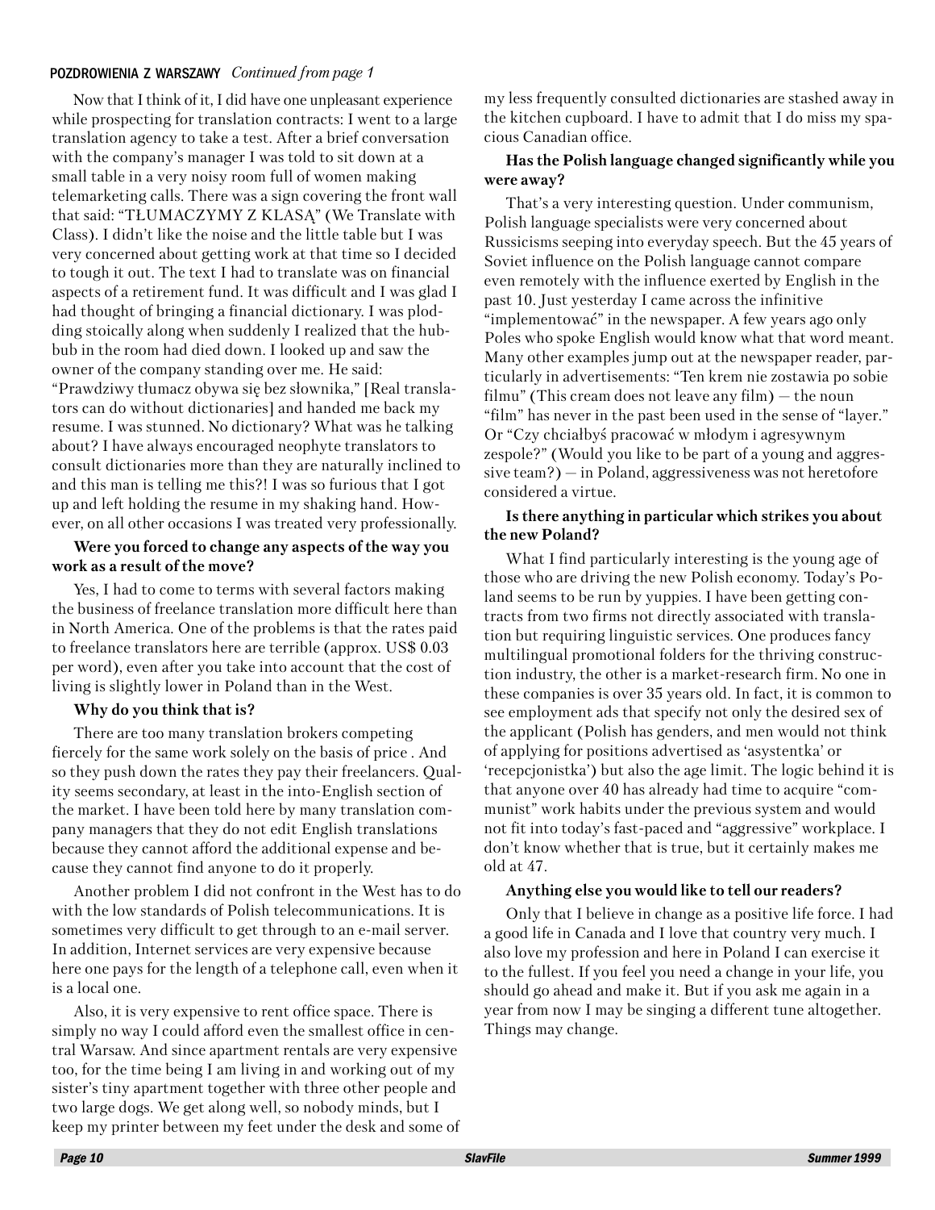**POZDROWIENIA Z WARSZAWY** *Continued from page 1*

Now that I think of it, I did have one unpleasant experience while prospecting for translation contracts: I went to a large translation agency to take a test. After a brief conversation with the company's manager I was told to sit down at a small table in a very noisy room full of women making telemarketing calls. There was a sign covering the front wall that said: "TŁUMACZYMY Z KLASĄ" (We Translate with Class). I didn't like the noise and the little table but I was very concerned about getting work at that time so I decided to tough it out. The text I had to translate was on financial aspects of a retirement fund. It was difficult and I was glad I had thought of bringing a financial dictionary. I was plodding stoically along when suddenly I realized that the hubbub in the room had died down. I looked up and saw the owner of the company standing over me. He said: "Prawdziwy tłumacz obywa się bez słownika," [Real translators can do without dictionaries] and handed me back my resume. I was stunned. No dictionary? What was he talking about? I have always encouraged neophyte translators to consult dictionaries more than they are naturally inclined to and this man is telling me this?! I was so furious that I got up and left holding the resume in my shaking hand. However, on all other occasions I was treated very professionally.

**Were you forced to change any aspects of the way you work as a result of the move?**

Yes, I had to come to terms with several factors making the business of freelance translation more difficult here than in North America. One of the problems is that the rates paid to freelance translators here are terrible (approx. US$ 0.03 per word), even after you take into account that the cost of living is slightly lower in Poland than in the West.

**Why do you think that is?**

There are too many translation brokers competing fiercely for the same work solely on the basis of price . And so they push down the rates they pay their freelancers. Quality seems secondary, at least in the into-English section of the market. I have been told here by many translation company managers that they do not edit English translations because they cannot afford the additional expense and because they cannot find anyone to do it properly.

Another problem I did not confront in the West has to do with the low standards of Polish telecommunications. It is sometimes very difficult to get through to an e-mail server. In addition, Internet services are very expensive because here one pays for the length of a telephone call, even when it is a local one.

Also, it is very expensive to rent office space. There is simply no way I could afford even the smallest office in central Warsaw. And since apartment rentals are very expensive too, for the time being I am living in and working out of my sister's tiny apartment together with three other people and two large dogs. We get along well, so nobody minds, but I keep my printer between my feet under the desk and some of my less frequently consulted dictionaries are stashed away in the kitchen cupboard. I have to admit that I do miss my spacious Canadian office.

**Has the Polish language changed significantly while you were away?**

That's a very interesting question. Under communism, Polish language specialists were very concerned about Russicisms seeping into everyday speech. But the 45 years of Soviet influence on the Polish language cannot compare even remotely with the influence exerted by English in the past 10. Just yesterday I came across the infinitive "implementować" in the newspaper. A few years ago only Poles who spoke English would know what that word meant. Many other examples jump out at the newspaper reader, particularly in advertisements: "Ten krem nie zostawia po sobie filmu" (This cream does not leave any film) — the noun "film" has never in the past been used in the sense of "layer." Or "Czy chciałbyś pracować w młodym i agresywnym zespole?" (Would you like to be part of a young and aggressive team?) — in Poland, aggressiveness was not heretofore considered a virtue.

**Is there anything in particular which strikes you about the new Poland?**

What I find particularly interesting is the young age of those who are driving the new Polish economy. Today's Poland seems to be run by yuppies. I have been getting contracts from two firms not directly associated with translation but requiring linguistic services. One produces fancy multilingual promotional folders for the thriving construction industry, the other is a market-research firm. No one in these companies is over 35 years old. In fact, it is common to see employment ads that specify not only the desired sex of the applicant (Polish has genders, and men would not think of applying for positions advertised as 'asystentka' or 'recepcjonistka') but also the age limit. The logic behind it is that anyone over 40 has already had time to acquire "communist" work habits under the previous system and would not fit into today's fast-paced and "aggressive" workplace. I don't know whether that is true, but it certainly makes me old at 47.

**Anything else you would like to tell our readers?**

Only that I believe in change as a positive life force. I had a good life in Canada and I love that country very much. I also love my profession and here in Poland I can exercise it to the fullest. If you feel you need a change in your life, you should go ahead and make it. But if you ask me again in a year from now I may be singing a different tune altogether. Things may change.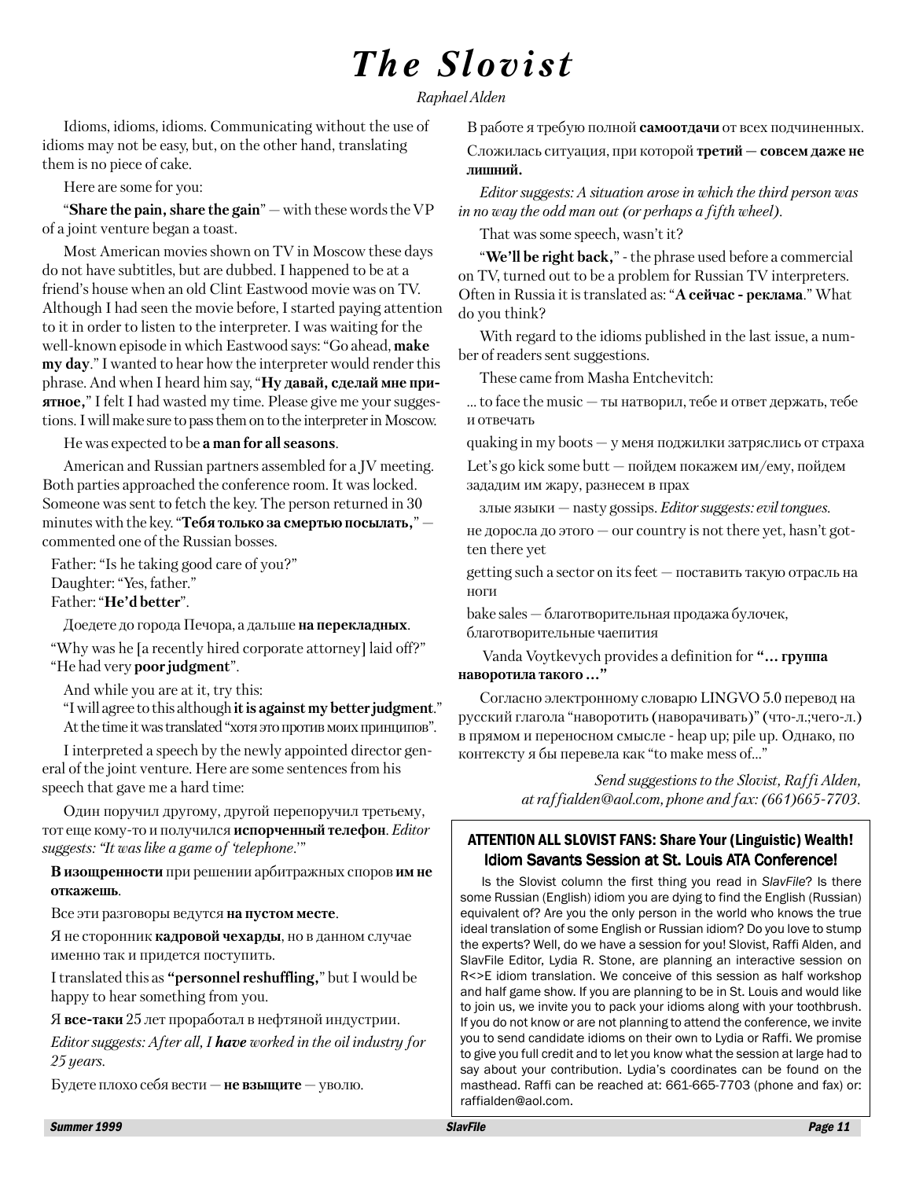# The Slovist

*Raphael Alden*

Idioms, idioms, idioms. Communicating without the use of idioms may not be easy, but, on the other hand, translating them is no piece of cake.

Here are some for you:

"**Share the pain, share the gain**" — with these words the VP of a joint venture began a toast.

Most American movies shown on TV in Moscow these days do not have subtitles, but are dubbed. I happened to be at a friend's house when an old Clint Eastwood movie was on TV. Although I had seen the movie before, I started paying attention to it in order to listen to the interpreter. I was waiting for the well-known episode in which Eastwood says: "Go ahead, **make my day**." I wanted to hear how the interpreter would render this phrase. And when I heard him say, "**Ну давай, сделай мне приятное,**" I felt I had wasted my time. Please give me your suggestions. I will make sure to pass them on to the interpreter in Moscow.

He was expected to be **a man for all seasons**.

American and Russian partners assembled for a JV meeting. Both parties approached the conference room. It was locked. Someone was sent to fetch the key. The person returned in 30 minutes with the key. "**Тебя только за смертью посылать,**" — commented one of the Russian bosses.

Father: "Is he taking good care of you?"
Daughter: "Yes, father."
Father: "**He'd better**".

Доедете до города Печора, а дальше **на перекладных**.

"Why was he [a recently hired corporate attorney] laid off?"
"He had very **poor judgment**".

And while you are at it, try this:

"I will agree to this although **it is against my better judgment**." At the time it was translated "хотя это против моих принципов".

I interpreted a speech by the newly appointed director general of the joint venture. Here are some sentences from his speech that gave me a hard time:

Один поручил другому, другой перепоручил третьему, тот еще кому-то и получился **испорченный телефон**. *Editor suggests: "It was like a game of 'telephone.'"*

**В изощренности** при решении арбитражных споров **им не откажешь**.

Все эти разговоры ведутся **на пустом месте**.

Я не сторонник **кадровой чехарды**, но в данном случае именно так и придется поступить.

I translated this as **"personnel reshuffling,"** but I would be happy to hear something from you.

Я **все-таки** 25 лет проработал в нефтяной индустрии.

*Editor suggests: After all, I **have** worked in the oil industry for 25 years.*

Будете плохо себя вести — **не взыщите** — уволю.

В работе я требую полной **самоотдачи** от всех подчиненных.

Сложилась ситуация, при которой **третий — совсем даже не лишний.**

*Editor suggests: A situation arose in which the third person was in no way the odd man out (or perhaps a fifth wheel).*

That was some speech, wasn't it?

"**We'll be right back,**" - the phrase used before a commercial on TV, turned out to be a problem for Russian TV interpreters. Often in Russia it is translated as: "**А сейчас - реклама**." What do you think?

With regard to the idioms published in the last issue, a number of readers sent suggestions.

These came from Masha Entchevitch:

... to face the music — ты натворил, тебе и ответ держать, тебе и отвечать

quaking in my boots — у меня поджилки затряслись от страха

Let's go kick some butt — пойдем покажем им/ему, пойдем зададим им жару, разнесем в прах

злые языки — nasty gossips. *Editor suggests: evil tongues.*

не доросла до этого — our country is not there yet, hasn't gotten there yet

getting such a sector on its feet — поставить такую отрасль на ноги

bake sales — благотворительная продажа булочек, благотворительные чаепития

Vanda Voytkevych provides a definition for **"... группа наворотила такого ..."**

Согласно электронному словарю LINGVO 5.0 перевод на русский глагола "наворотить (наворачивать)" (что-л.;чего-л.) в прямом и переносном смысле - heap up; pile up. Однако, по контексту я бы перевела как "to make mess of..."

*Send suggestions to the Slovist, Raffi Alden, at raffialden@aol.com, phone and fax: (661)665-7703.*

---

**ATTENTION ALL SLOVIST FANS: Share Your (Linguistic) Wealth! Idiom Savants Session at St. Louis ATA Conference!**

Is the Slovist column the first thing you read in *SlavFile*? Is there some Russian (English) idiom you are dying to find the English (Russian) equivalent of? Are you the only person in the world who knows the true ideal translation of some English or Russian idiom? Do you love to stump the experts? Well, do we have a session for you! Slovist, Raffi Alden, and SlavFile Editor, Lydia R. Stone, are planning an interactive session on R<>E idiom translation. We conceive of this session as half workshop and half game show. If you are planning to be in St. Louis and would like to join us, we invite you to pack your idioms along with your toothbrush. If you do not know or are not planning to attend the conference, we invite you to send candidate idioms on their own to Lydia or Raffi. We promise to give you full credit and to let you know what the session at large had to say about your contribution. Lydia's coordinates can be found on the masthead. Raffi can be reached at: 661-665-7703 (phone and fax) or: raffialden@aol.com.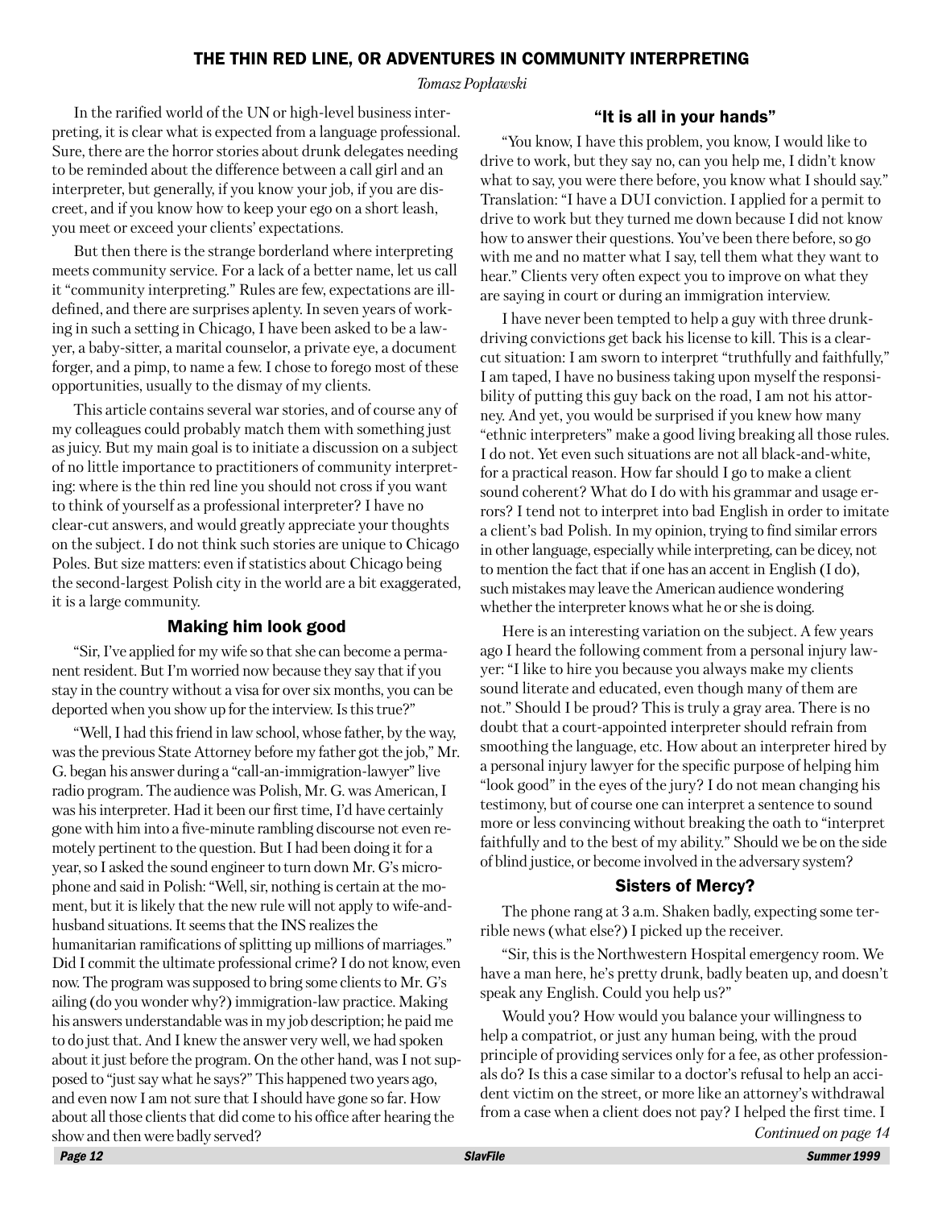# THE THIN RED LINE, OR ADVENTURES IN COMMUNITY INTERPRETING

*Tomasz Popławski*

In the rarified world of the UN or high-level business interpreting, it is clear what is expected from a language professional. Sure, there are the horror stories about drunk delegates needing to be reminded about the difference between a call girl and an interpreter, but generally, if you know your job, if you are discreet, and if you know how to keep your ego on a short leash, you meet or exceed your clients' expectations.

But then there is the strange borderland where interpreting meets community service. For a lack of a better name, let us call it "community interpreting." Rules are few, expectations are ill-defined, and there are surprises aplenty. In seven years of working in such a setting in Chicago, I have been asked to be a lawyer, a baby-sitter, a marital counselor, a private eye, a document forger, and a pimp, to name a few. I chose to forego most of these opportunities, usually to the dismay of my clients.

This article contains several war stories, and of course any of my colleagues could probably match them with something just as juicy. But my main goal is to initiate a discussion on a subject of no little importance to practitioners of community interpreting: where is the thin red line you should not cross if you want to think of yourself as a professional interpreter? I have no clear-cut answers, and would greatly appreciate your thoughts on the subject. I do not think such stories are unique to Chicago Poles. But size matters: even if statistics about Chicago being the second-largest Polish city in the world are a bit exaggerated, it is a large community.

## Making him look good

"Sir, I've applied for my wife so that she can become a permanent resident. But I'm worried now because they say that if you stay in the country without a visa for over six months, you can be deported when you show up for the interview. Is this true?"

"Well, I had this friend in law school, whose father, by the way, was the previous State Attorney before my father got the job," Mr. G. began his answer during a "call-an-immigration-lawyer" live radio program. The audience was Polish, Mr. G. was American, I was his interpreter. Had it been our first time, I'd have certainly gone with him into a five-minute rambling discourse not even remotely pertinent to the question. But I had been doing it for a year, so I asked the sound engineer to turn down Mr. G's microphone and said in Polish: "Well, sir, nothing is certain at the moment, but it is likely that the new rule will not apply to wife-and-husband situations. It seems that the INS realizes the humanitarian ramifications of splitting up millions of marriages." Did I commit the ultimate professional crime? I do not know, even now. The program was supposed to bring some clients to Mr. G's ailing (do you wonder why?) immigration-law practice. Making his answers understandable was in my job description; he paid me to do just that. And I knew the answer very well, we had spoken about it just before the program. On the other hand, was I not supposed to "just say what he says?" This happened two years ago, and even now I am not sure that I should have gone so far. How about all those clients that did come to his office after hearing the show and then were badly served?

## "It is all in your hands"

"You know, I have this problem, you know, I would like to drive to work, but they say no, can you help me, I didn't know what to say, you were there before, you know what I should say." Translation: "I have a DUI conviction. I applied for a permit to drive to work but they turned me down because I did not know how to answer their questions. You've been there before, so go with me and no matter what I say, tell them what they want to hear." Clients very often expect you to improve on what they are saying in court or during an immigration interview.

I have never been tempted to help a guy with three drunk-driving convictions get back his license to kill. This is a clear-cut situation: I am sworn to interpret "truthfully and faithfully," I am taped, I have no business taking upon myself the responsibility of putting this guy back on the road, I am not his attorney. And yet, you would be surprised if you knew how many "ethnic interpreters" make a good living breaking all those rules. I do not. Yet even such situations are not all black-and-white, for a practical reason. How far should I go to make a client sound coherent? What do I do with his grammar and usage errors? I tend not to interpret into bad English in order to imitate a client's bad Polish. In my opinion, trying to find similar errors in other language, especially while interpreting, can be dicey, not to mention the fact that if one has an accent in English (I do), such mistakes may leave the American audience wondering whether the interpreter knows what he or she is doing.

Here is an interesting variation on the subject. A few years ago I heard the following comment from a personal injury lawyer: "I like to hire you because you always make my clients sound literate and educated, even though many of them are not." Should I be proud? This is truly a gray area. There is no doubt that a court-appointed interpreter should refrain from smoothing the language, etc. How about an interpreter hired by a personal injury lawyer for the specific purpose of helping him "look good" in the eyes of the jury? I do not mean changing his testimony, but of course one can interpret a sentence to sound more or less convincing without breaking the oath to "interpret faithfully and to the best of my ability." Should we be on the side of blind justice, or become involved in the adversary system?

## Sisters of Mercy?

The phone rang at 3 a.m. Shaken badly, expecting some terrible news (what else?) I picked up the receiver.

"Sir, this is the Northwestern Hospital emergency room. We have a man here, he's pretty drunk, badly beaten up, and doesn't speak any English. Could you help us?"

Would you? How would you balance your willingness to help a compatriot, or just any human being, with the proud principle of providing services only for a fee, as other professionals do? Is this a case similar to a doctor's refusal to help an accident victim on the street, or more like an attorney's withdrawal from a case when a client does not pay? I helped the first time. I

*Continued on page 14*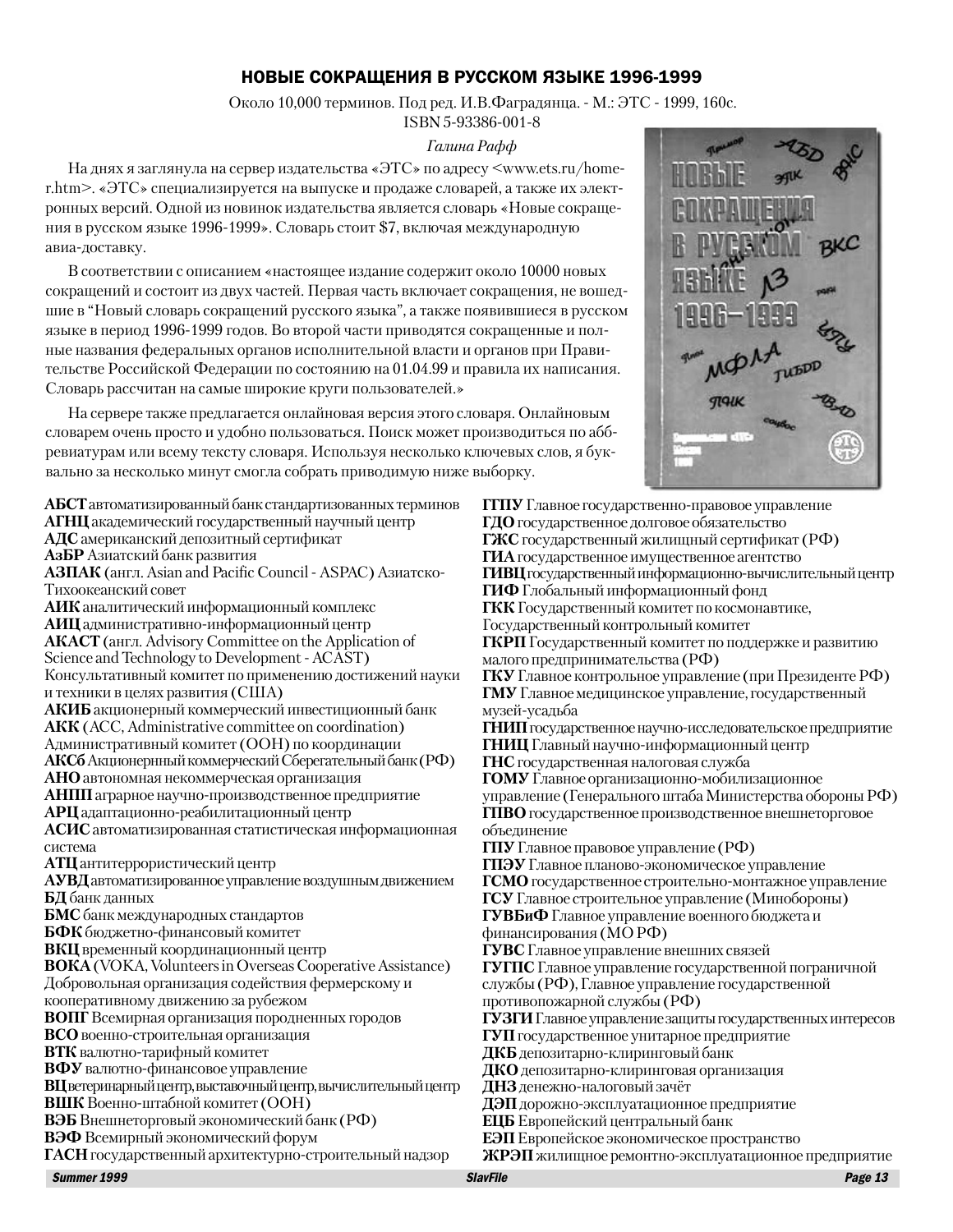## НОВЫЕ СОКРАЩЕНИЯ В РУССКОМ ЯЗЫКЕ 1996-1999

Около 10,000 терминов. Под ред. И.В.Фаградянца. - М.: ЭТС - 1999, 160с.
ISBN 5-93386-001-8

*Галина Рафф*

На днях я заглянула на сервер издательства «ЭТС» по адресу <www.ets.ru/home-r.htm>. «ЭТС» специализируется на выпуске и продаже словарей, а также их электронных версий. Одной из новинок издательства является словарь «Новые сокращения в русском языке 1996-1999». Словарь стоит $7, включая международную авиа-доставку.

В соответствии с описанием «настоящее издание содержит около 10000 новых сокращений и состоит из двух частей. Первая часть включает сокращения, не вошедшие в "Новый словарь сокращений русского языка", а также появившиеся в русском языке в период 1996-1999 годов. Во второй части приводятся сокращенные и полные названия федеральных органов исполнительной власти и органов при Правительстве Российской Федерации по состоянию на 01.04.99 и правила их написания. Словарь рассчитан на самые широкие круги пользователей.»

На сервере также предлагается онлайновая версия этого словаря. Онлайновым словарем очень просто и удобно пользоваться. Поиск может производиться по аббревиатурам или всему тексту словаря. Используя несколько ключевых слов, я буквально за несколько минут смогла собрать приводимую ниже выборку.

**АБСТ** автоматизированный банк стандартизованных терминов
**АГНЦ** академический государственный научный центр
**АДС** американский депозитный сертификат
**АзБР** Азиатский банк развития
**АЗПАК** (англ. Asian and Pacific Council - ASPAC) Азиатско-Тихоокеанский совет
**АИК** аналитический информационный комплекс
**АИЦ** административно-информационный центр
**АКАСТ** (англ. Advisory Committee on the Application of Science and Technology to Development - ACAST) Консультативный комитет по применению достижений науки и техники в целях развития (США)
**АКИБ** акционерный коммерческий инвестиционный банк
**АКК** (ACC, Administrative committee on coordination) Административный комитет (ООН) по координации
**АКСб** Акционернный коммерческий Сберегательный банк (РФ)
**АНО** автономная некоммерческая организация
**АНПП** аграрное научно-производственное предприятие
**АРЦ** адаптационно-реабилитационный центр
**АСИС** автоматизированная статистическая информационная система
**АТЦ** антитеррористический центр
**АУВД** автоматизированное управление воздушным движением
**БД** банк данных
**БМС** банк международных стандартов
**БФК** бюджетно-финансовый комитет
**ВКЦ** временный координационный центр
**ВОКА** (VOKA, Volunteers in Overseas Cooperative Assistance) Добровольная организация содействия фермерскому и кооперативному движению за рубежом
**ВОПГ** Всемирная организация породненных городов
**ВСО** военно-строительная организация
**ВТК** валютно-тарифный комитет
**ВФУ** валютно-финансовое управление
**ВЦ** ветеринарный центр, выставочный центр, вычислительный центр
**ВШК** Военно-штабной комитет (ООН)
**ВЭБ** Внешнеторговый экономический банк (РФ)
**ВЭФ** Всемирный экономический форум
**ГАСН** государственный архитектурно-строительный надзор
**ГГПУ** Главное государственно-правовое управление
**ГДО** государственное долговое обязательство
**ГЖС** государственный жилищный сертификат (РФ)
**ГИА** государственное имущественное агентство
**ГИВЦ** государственный информационно-вычислительный центр
**ГИФ** Глобальный информационный фонд
**ГКК** Государственный комитет по космонавтике, Государственный контрольный комитет
**ГКРП** Государственный комитет по поддержке и развитию малого предпринимательства (РФ)
**ГКУ** Главное контрольное управление (при Президенте РФ)
**ГМУ** Главное медицинское управление, государственный музей-усадьба
**ГНИП** государственное научно-исследовательское предприятие
**ГНИЦ** Главный научно-информационный центр
**ГНС** государственная налоговая служба
**ГОМУ** Главное организационно-мобилизационное управление (Генерального штаба Министерства обороны РФ)
**ГПВО** государственное производственное внешнеторговое объединение
**ГПУ** Главное правовое управление (РФ)
**ГПЭУ** Главное планово-экономическое управление
**ГСМО** государственное строительно-монтажное управление
**ГСУ** Главное строительное управление (Минобороны)
**ГУВБиФ** Главное управление военного бюджета и финансирования (МО РФ)
**ГУВС** Главное управление внешних связей
**ГУГПС** Главное управление государственной пограничной службы (РФ), Главное управление государственной противопожарной службы (РФ)
**ГУЗГИ** Главное управление защиты государственных интересов
**ГУП** государственное унитарное предприятие
**ДКБ** депозитарно-клиринговый банк
**ДКО** депозитарно-клиринговая организация
**ДНЗ** денежно-налоговый зачёт
**ДЭП** дорожно-эксплуатационное предприятие
**ЕЦБ** Европейский центральный банк
**ЕЭП** Европейское экономическое пространство
**ЖРЭП** жилищное ремонтно-эксплуатационное предприятие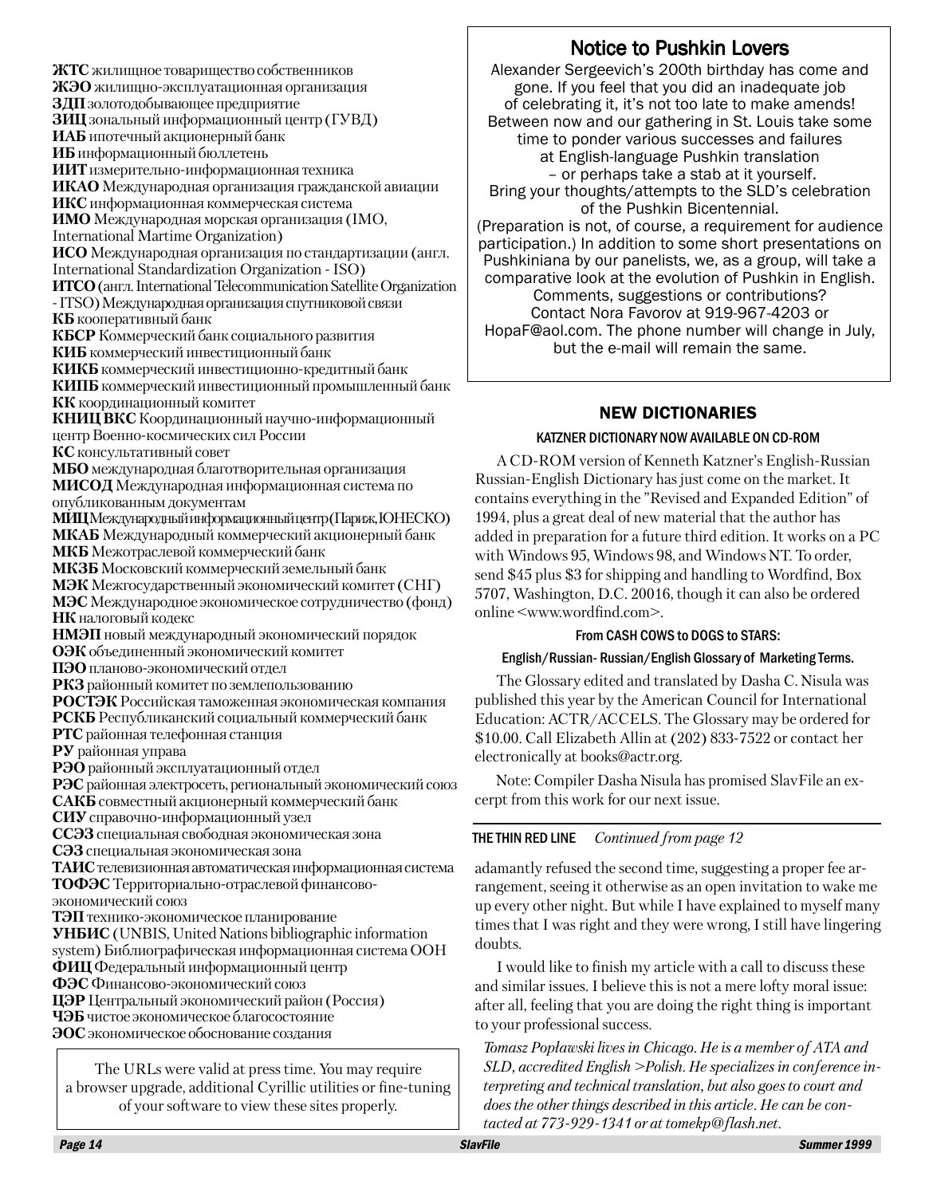**ЖТС** жилищное товарищество собственников
**ЖЭО** жилищно-эксплуатационная организация
**ЗДП** золотодобывающее предприятие
**ЗИЦ** зональный информационный центр (ГУВД)
**ИАБ** ипотечный акционерный банк
**ИБ** информационный бюллетень
**ИИТ** измерительно-информационная техника
**ИКАО** Международная организация гражданской авиации
**ИКС** информационная коммерческая система
**ИМО** Международная морская организация (IMO, International Martime Organization)
**ИСО** Международная организация по стандартизации (англ. International Standardization Organization - ISO)
**ИТСО** (англ. International Telecommunication Satellite Organization - ITSO) Международная организация спутниковой связи
**КБ** кооперативный банк
**КБСР** Коммерческий банк социального развития
**КИБ** коммерческий инвестиционный банк
**КИКБ** коммерческий инвестиционно-кредитный банк
**КИПБ** коммерческий инвестиционный промышленный банк
**КК** координационный комитет
**КНИЦ ВКС** Координационный научно-информационный центр Военно-космических сил России
**КС** консультативный совет
**МБО** международная благотворительная организация
**МИСОД** Международная информационная система по опубликованным документам
**МИЦ** Международный информационный центр (Париж, ЮНЕСКО)
**МКАБ** Международный коммерческий акционерный банк
**МКБ** Межотраслевой коммерческий банк
**МКЗБ** Московский коммерческий земельный банк
**МЭК** Межгосударственный экономический комитет (СНГ)
**МЭС** Международное экономическое сотрудничество (фонд)
**НК** налоговый кодекс
**НМЭП** новый международный экономический порядок
**ОЭК** объединенный экономический комитет
**ПЭО** планово-экономический отдел
**РКЗ** районный комитет по землепользованию
**РОСТЭК** Российская таможенная экономическая компания
**РСКБ** Республиканский социальный коммерческий банк
**РТС** районная телефонная станция
**РУ** районная управа
**РЭО** районный эксплуатационный отдел
**РЭС** районная электросеть, региональный экономический союз
**САКБ** совместный акционерный коммерческий банк
**СИУ** справочно-информационный узел
**ССЭЗ** специальная свободная экономическая зона
**СЭЗ** специальная экономическая зона
**ТАИС** телевизионная автоматическая информационная система
**ТОФЭС** Территориально-отраслевой финансово-экономический союз
**ТЭП** технико-экономическое планирование
**УНБИС** (UNBIS, United Nations bibliographic information system) Библиографическая информационная система ООН
**ФИЦ** Федеральный информационный центр
**ФЭС** Финансово-экономический союз
**ЦЭР** Центральный экономический район (Россия)
**ЧЭБ** чистое экономическое благосостояние
**ЭОС** экономическое обоснование создания

The URLs were valid at press time. You may require a browser upgrade, additional Cyrillic utilities or fine-tuning of your software to view these sites properly.

## Notice to Pushkin Lovers

Alexander Sergeevich's 200th birthday has come and gone. If you feel that you did an inadequate job of celebrating it, it's not too late to make amends! Between now and our gathering in St. Louis take some time to ponder various successes and failures at English-language Pushkin translation – or perhaps take a stab at it yourself. Bring your thoughts/attempts to the SLD's celebration of the Pushkin Bicentennial. (Preparation is not, of course, a requirement for audience participation.) In addition to some short presentations on Pushkiniana by our panelists, we, as a group, will take a comparative look at the evolution of Pushkin in English. Comments, suggestions or contributions? Contact Nora Favorov at 919-967-4203 or HopaF@aol.com. The phone number will change in July, but the e-mail will remain the same.

## NEW DICTIONARIES

### KATZNER DICTIONARY NOW AVAILABLE ON CD-ROM

A CD-ROM version of Kenneth Katzner's English-Russian Russian-English Dictionary has just come on the market. It contains everything in the "Revised and Expanded Edition" of 1994, plus a great deal of new material that the author has added in preparation for a future third edition. It works on a PC with Windows 95, Windows 98, and Windows NT. To order, send $45 plus $3 for shipping and handling to Wordfind, Box 5707, Washington, D.C. 20016, though it can also be ordered online <www.wordfind.com>.

### From CASH COWS to DOGS to STARS:

### English/Russian- Russian/English Glossary of Marketing Terms.

The Glossary edited and translated by Dasha C. Nisula was published this year by the American Council for International Education: ACTR/ACCELS. The Glossary may be ordered for $10.00. Call Elizabeth Allin at (202) 833-7522 or contact her electronically at books@actr.org.

Note: Compiler Dasha Nisula has promised SlavFile an excerpt from this work for our next issue.

---

**THE THIN RED LINE** *Continued from page 12*

adamantly refused the second time, suggesting a proper fee arrangement, seeing it otherwise as an open invitation to wake me up every other night. But while I have explained to myself many times that I was right and they were wrong, I still have lingering doubts.

I would like to finish my article with a call to discuss these and similar issues. I believe this is not a mere lofty moral issue: after all, feeling that you are doing the right thing is important to your professional success.

*Tomasz Popławski lives in Chicago. He is a member of ATA and SLD, accredited English >Polish. He specializes in conference interpreting and technical translation, but also goes to court and does the other things described in this article. He can be contacted at 773-929-1341 or at tomekp@flash.net.*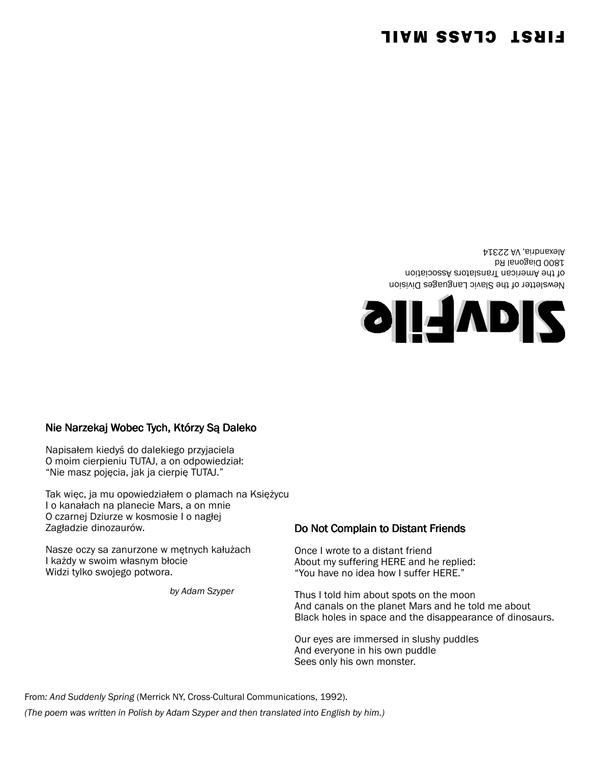FIRST CLASS MAIL

SlavFile

Newsletter of the Slavic Languages Division
of the American Translators Association
1800 Diagonal Rd
Alexandria, VA 22314

### Nie Narzekaj Wobec Tych, Którzy Są Daleko

Napisałem kiedyś do dalekiego przyjaciela
O moim cierpieniu TUTAJ, a on odpowiedział:
"Nie masz pojęcia, jak ja cierpię TUTAJ."

Tak więc, ja mu opowiedziałem o plamach na Księżycu
I o kanałach na planecie Mars, a on mnie
O czarnej Dziurze w kosmosie I o nagłej
Zagładzie dinozaurów.

Nasze oczy sa zanurzone w mętnych kałużach
I każdy w swoim własnym błocie
Widzi tylko swojego potwora.

*by Adam Szyper*

### Do Not Complain to Distant Friends

Once I wrote to a distant friend
About my suffering HERE and he replied:
"You have no idea how I suffer HERE."

Thus I told him about spots on the moon
And canals on the planet Mars and he told me about
Black holes in space and the disappearance of dinosaurs.

Our eyes are immersed in slushy puddles
And everyone in his own puddle
Sees only his own monster.

From*: And Suddenly Spring* (Merrick NY, Cross-Cultural Communications, 1992).

*(The poem was written in Polish by Adam Szyper and then translated into English by him.)*